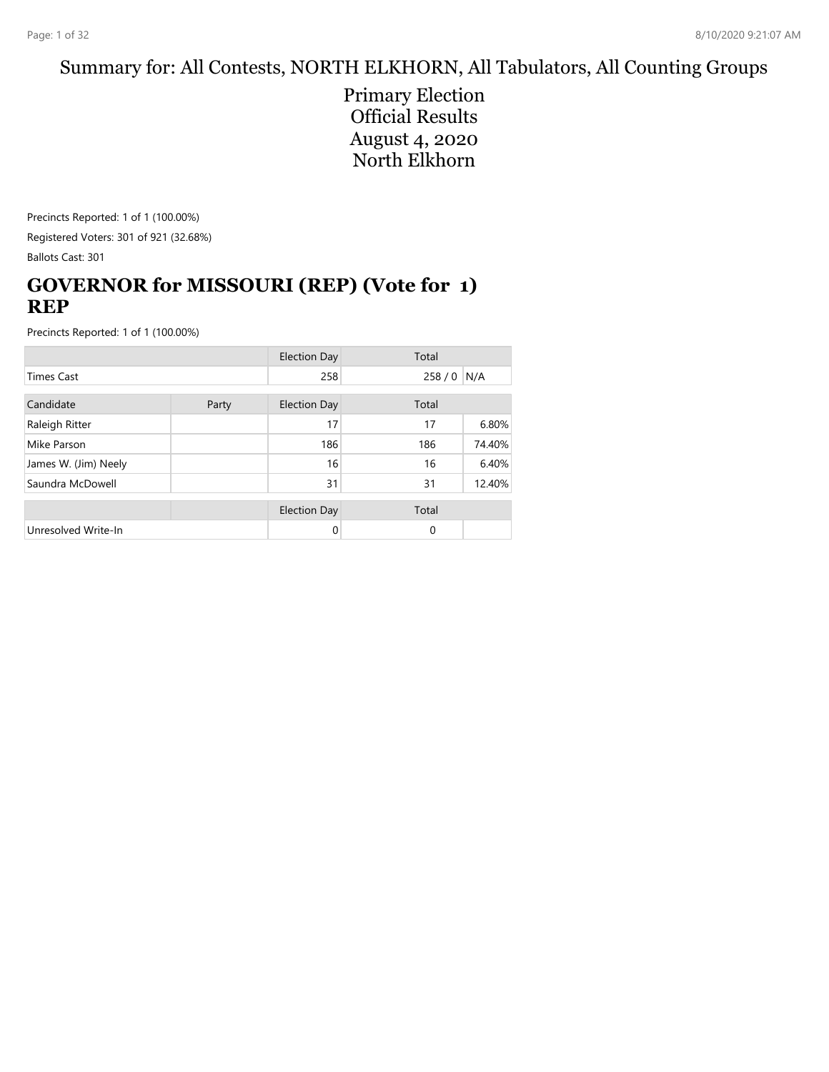Summary for: All Contests, NORTH ELKHORN, All Tabulators, All Counting Groups

Primary Election
Official Results
August 4, 2020
North Elkhorn

Precincts Reported: 1 of 1 (100.00%)

Registered Voters: 301 of 921 (32.68%)

Ballots Cast: 301

## GOVERNOR for MISSOURI (REP) (Vote for 1) REP

Precincts Reported: 1 of 1 (100.00%)

| | | Election Day | Total | |
|---|---|---|---|---|
| Times Cast | | 258 | 258 / 0 | N/A |

| Candidate | Party | Election Day | Total | |
|---|---|---|---|---|
| Raleigh Ritter | | 17 | 17 | 6.80% |
| Mike Parson | | 186 | 186 | 74.40% |
| James W. (Jim) Neely | | 16 | 16 | 6.40% |
| Saundra McDowell | | 31 | 31 | 12.40% |

| | | Election Day | Total | |
|---|---|---|---|---|
| Unresolved Write-In | | 0 | 0 | |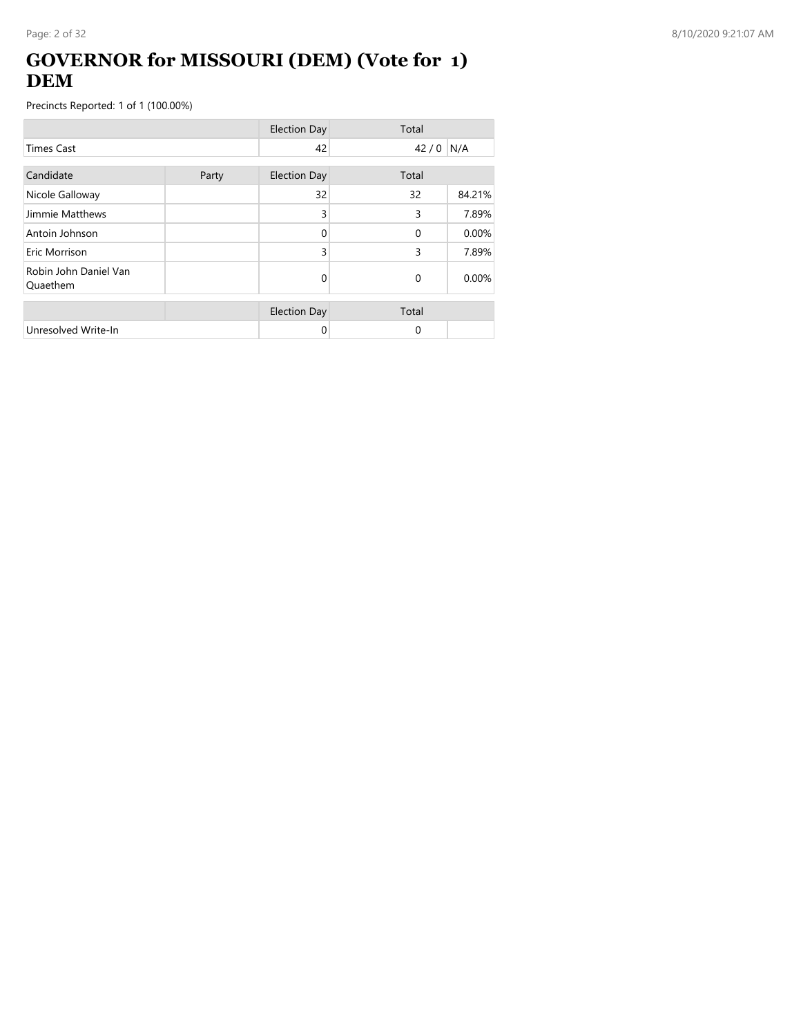# GOVERNOR for MISSOURI (DEM) (Vote for 1) DEM

Precincts Reported: 1 of 1 (100.00%)

| | | Election Day | Total | |
|---|---|---|---|---|
| Times Cast | | 42 | 42 / 0 | N/A |

| Candidate | Party | Election Day | Total | |
|---|---|---|---|---|
| Nicole Galloway | | 32 | 32 | 84.21% |
| Jimmie Matthews | | 3 | 3 | 7.89% |
| Antoin Johnson | | 0 | 0 | 0.00% |
| Eric Morrison | | 3 | 3 | 7.89% |
| Robin John Daniel Van Quaethem | | 0 | 0 | 0.00% |

| | | Election Day | Total | |
|---|---|---|---|---|
| Unresolved Write-In | | 0 | 0 | |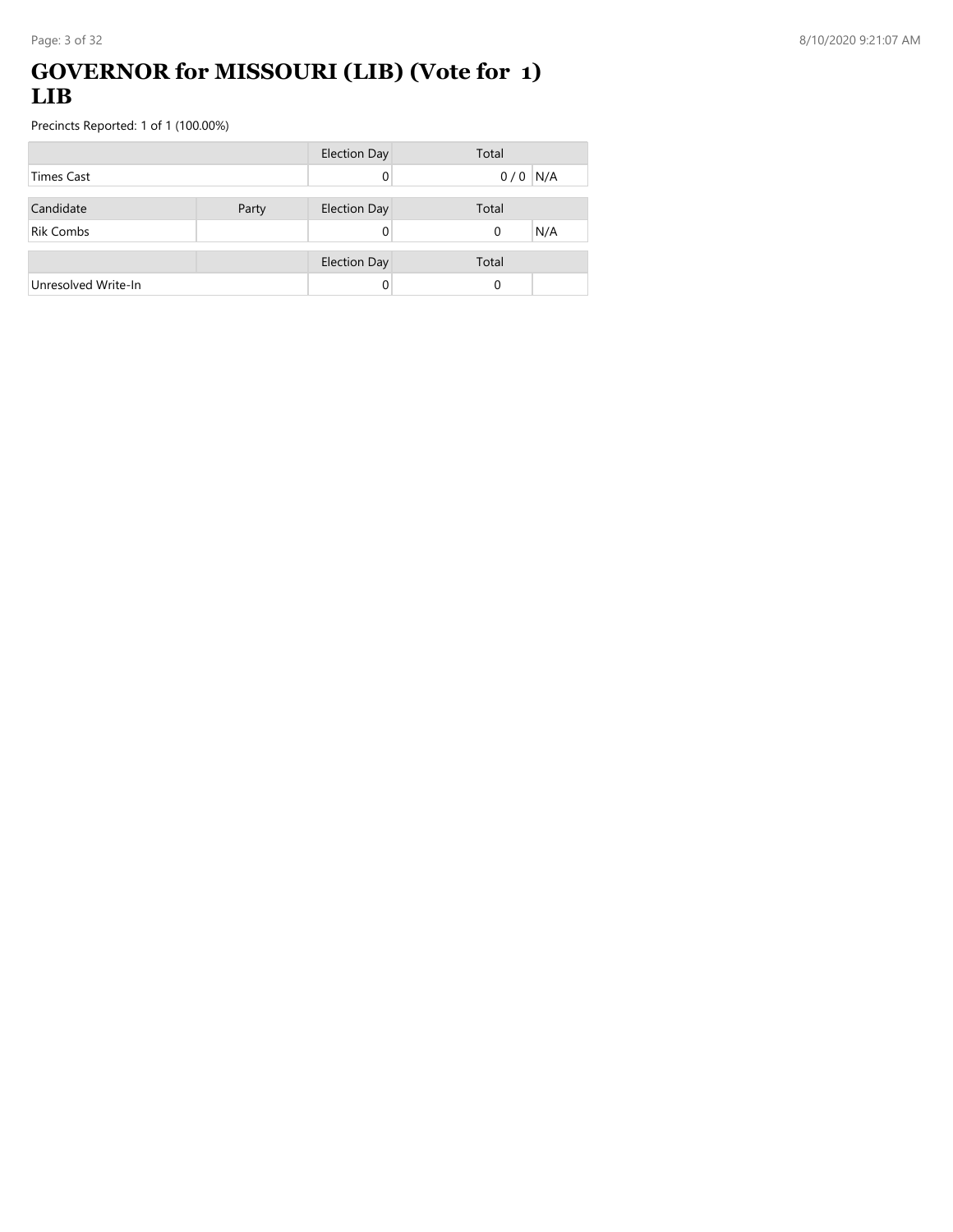# GOVERNOR for MISSOURI (LIB) (Vote for 1) LIB

Precincts Reported: 1 of 1 (100.00%)

| | | Election Day | Total | |
|---|---|---|---|---|
| Times Cast | | 0 | 0 / 0 | N/A |

| Candidate | Party | Election Day | Total | |
|---|---|---|---|---|
| Rik Combs | | 0 | 0 | N/A |

| | | Election Day | Total | |
|---|---|---|---|---|
| Unresolved Write-In | | 0 | 0 | |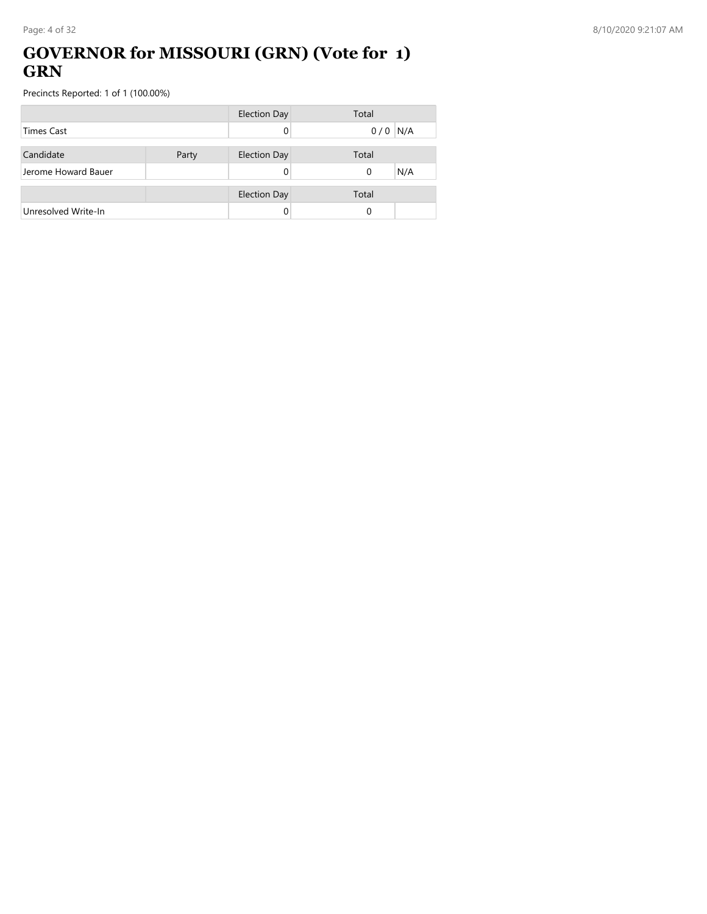# GOVERNOR for MISSOURI (GRN) (Vote for 1) GRN

Precincts Reported: 1 of 1 (100.00%)

| | | Election Day | Total | |
|---|---|---|---|---|
| Times Cast | | 0 | 0 / 0 | N/A |

| Candidate | Party | Election Day | Total | |
|---|---|---|---|---|
| Jerome Howard Bauer | | 0 | 0 | N/A |

| | | Election Day | Total | |
|---|---|---|---|---|
| Unresolved Write-In | | 0 | 0 | |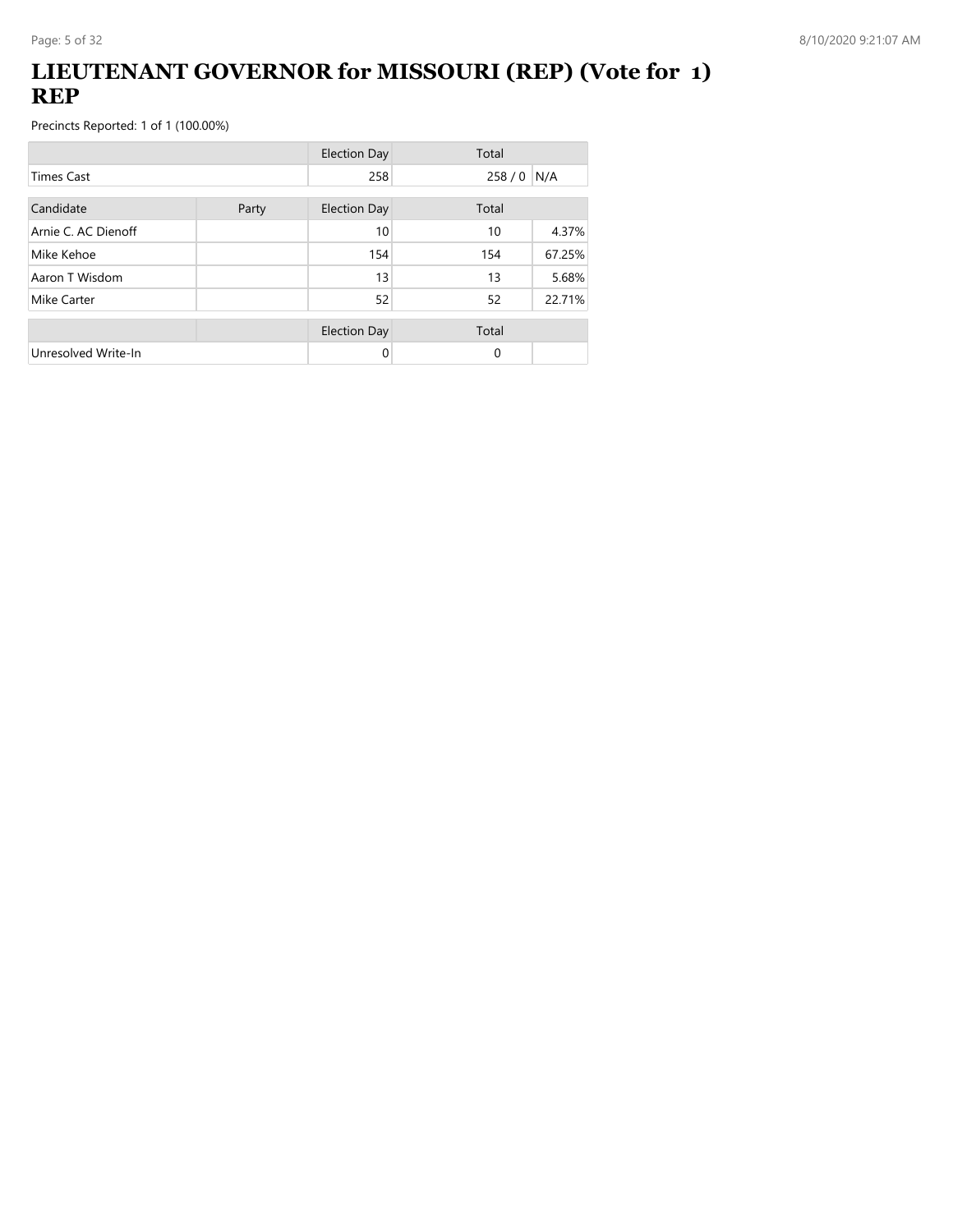# LIEUTENANT GOVERNOR for MISSOURI (REP) (Vote for 1) REP

Precincts Reported: 1 of 1 (100.00%)

| | | Election Day | Total | |
|---|---|---|---|---|
| Times Cast | | 258 | 258 / 0 | N/A |

| Candidate | Party | Election Day | Total | |
|---|---|---|---|---|
| Arnie C. AC Dienoff | | 10 | 10 | 4.37% |
| Mike Kehoe | | 154 | 154 | 67.25% |
| Aaron T Wisdom | | 13 | 13 | 5.68% |
| Mike Carter | | 52 | 52 | 22.71% |

| | | Election Day | Total | |
|---|---|---|---|---|
| Unresolved Write-In | | 0 | 0 | |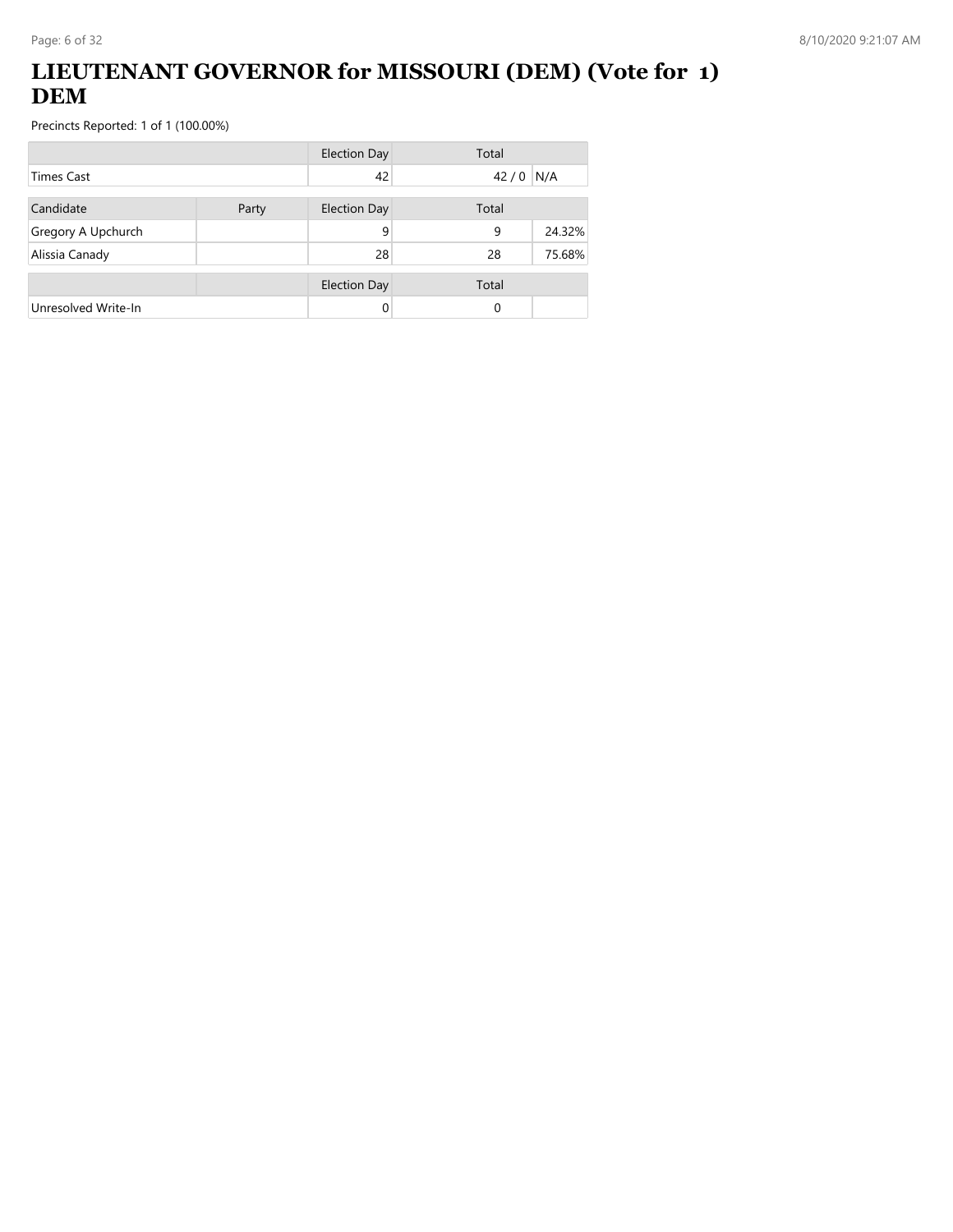# LIEUTENANT GOVERNOR for MISSOURI (DEM) (Vote for 1) DEM

Precincts Reported: 1 of 1 (100.00%)

| | | Election Day | Total | |
|---|---|---|---|---|
| Times Cast | | 42 | 42 / 0 | N/A |
| Candidate | Party | Election Day | Total | |
| Gregory A Upchurch | | 9 | 9 | 24.32% |
| Alissia Canady | | 28 | 28 | 75.68% |
| | | Election Day | Total | |
| Unresolved Write-In | | 0 | 0 | |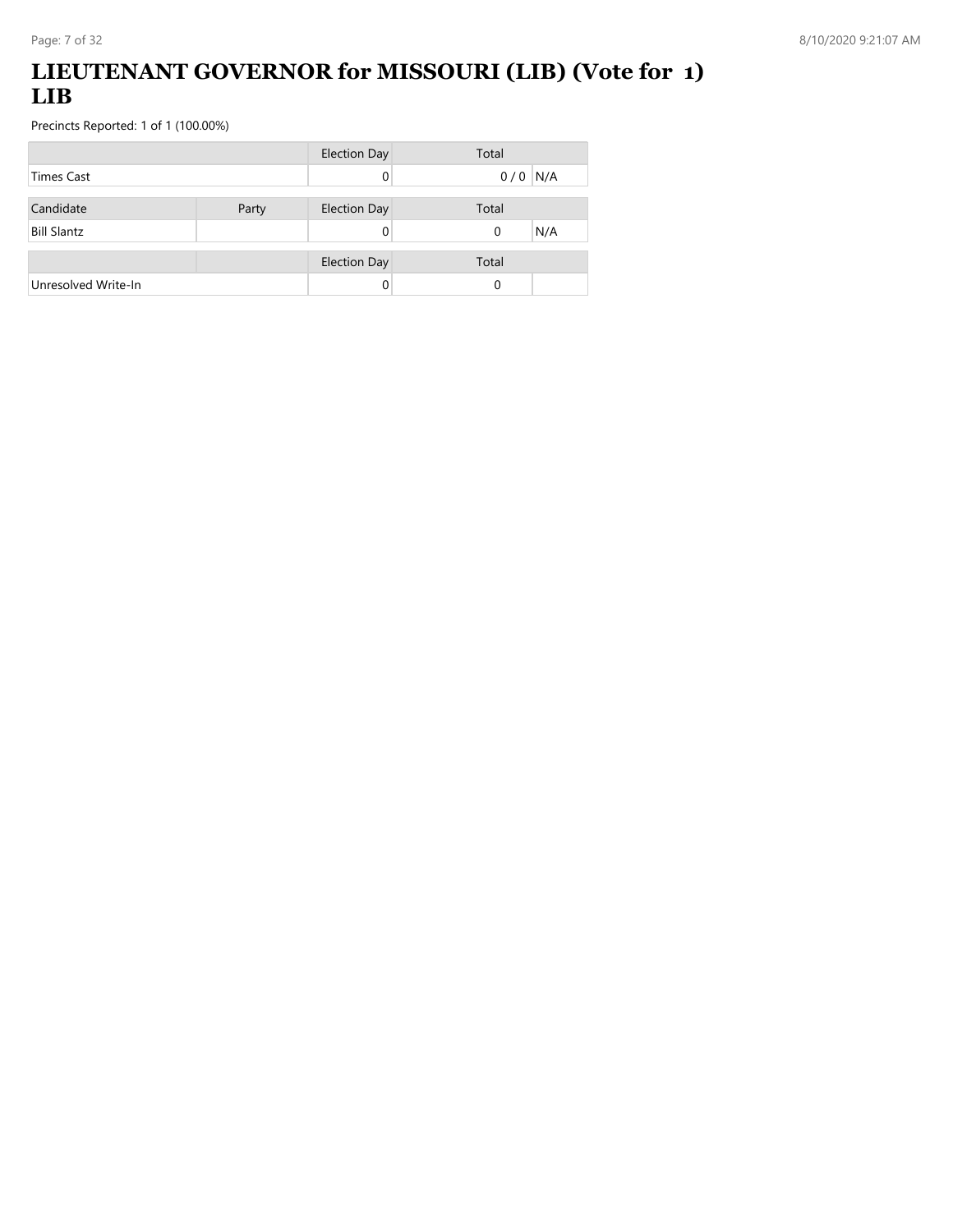# LIEUTENANT GOVERNOR for MISSOURI (LIB) (Vote for 1) LIB

Precincts Reported: 1 of 1 (100.00%)

| | Election Day | Total | |
|---|---|---|---|
| Times Cast | 0 | 0 / 0 | N/A |

| Candidate | Party | Election Day | Total | |
|---|---|---|---|---|
| Bill Slantz | | 0 | 0 | N/A |

| | | Election Day | Total | |
|---|---|---|---|---|
| Unresolved Write-In | | 0 | 0 | |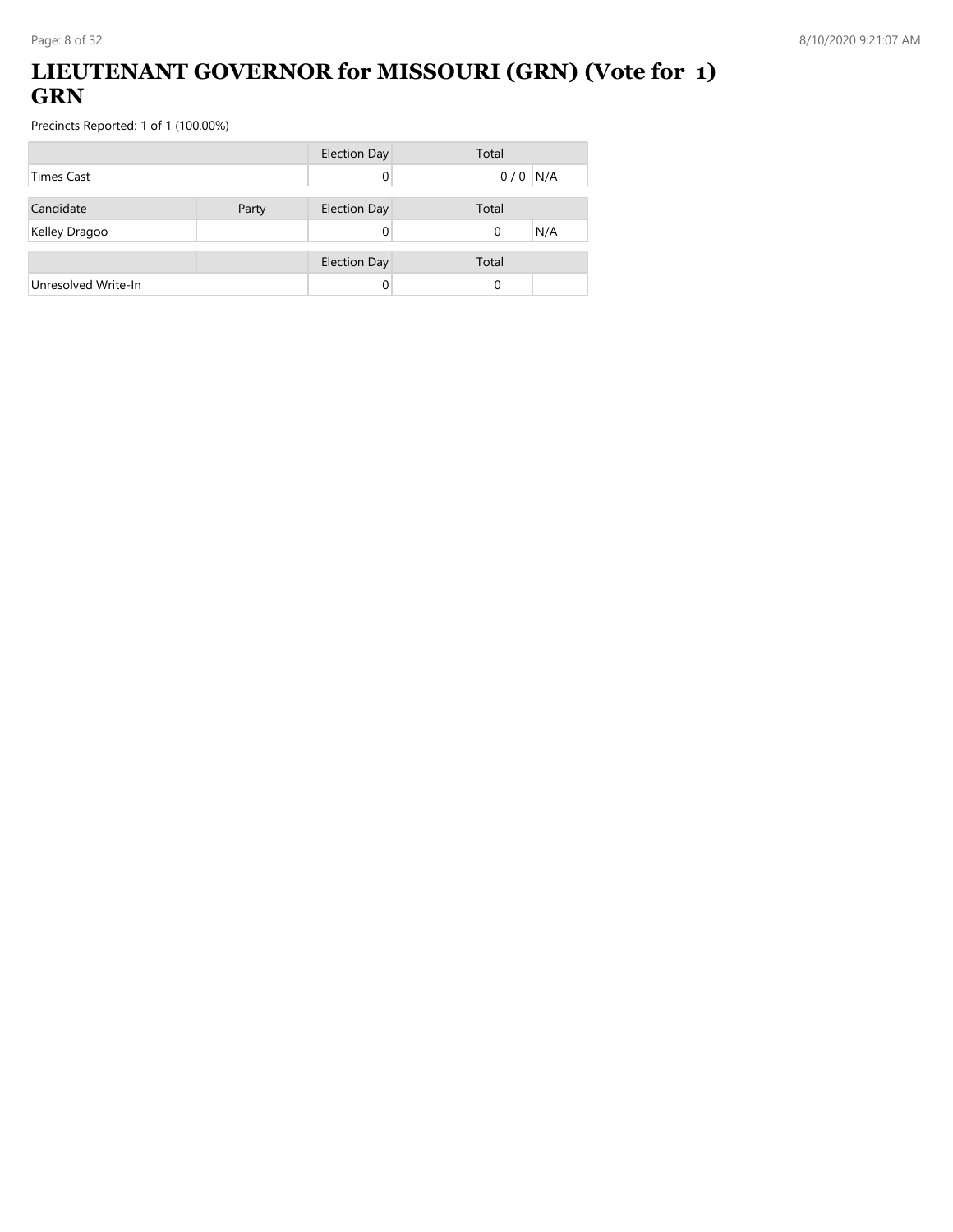# LIEUTENANT GOVERNOR for MISSOURI (GRN) (Vote for 1) GRN

Precincts Reported: 1 of 1 (100.00%)

| | | Election Day | Total | |
|---|---|---|---|---|
| Times Cast | | 0 | 0 / 0 | N/A |

| Candidate | Party | Election Day | Total | |
|---|---|---|---|---|
| Kelley Dragoo | | 0 | 0 | N/A |

| | | Election Day | Total | |
|---|---|---|---|---|
| Unresolved Write-In | | 0 | 0 | |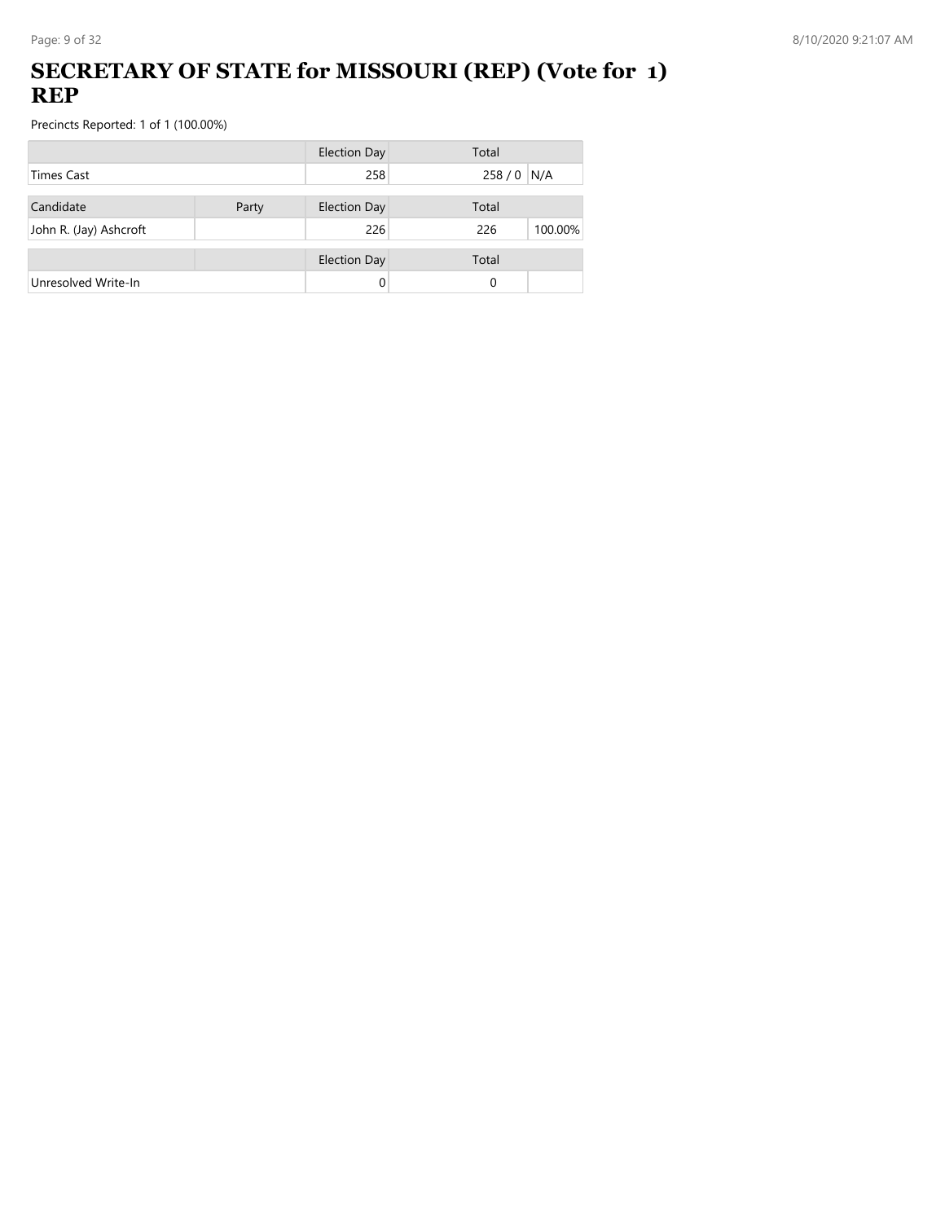# SECRETARY OF STATE for MISSOURI (REP) (Vote for 1) REP

Precincts Reported: 1 of 1 (100.00%)

| | | Election Day | Total | |
|---|---|---|---|---|
| Times Cast | | 258 | 258 / 0 | N/A |

| Candidate | Party | Election Day | Total | |
|---|---|---|---|---|
| John R. (Jay) Ashcroft | | 226 | 226 | 100.00% |

| | | Election Day | Total | |
|---|---|---|---|---|
| Unresolved Write-In | | 0 | 0 | |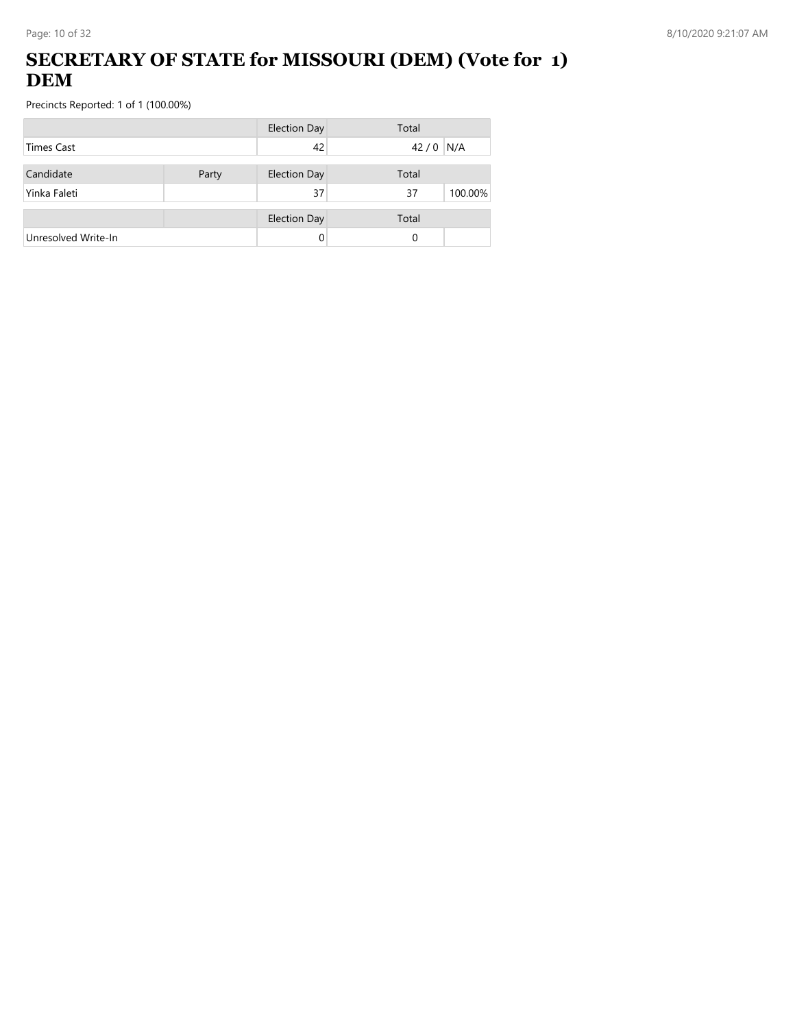# SECRETARY OF STATE for MISSOURI (DEM) (Vote for 1) DEM

Precincts Reported: 1 of 1 (100.00%)

| | | Election Day | Total | |
|---|---|---|---|---|
| Times Cast | | 42 | 42 / 0 | N/A |

| Candidate | Party | Election Day | Total | |
|---|---|---|---|---|
| Yinka Faleti | | 37 | 37 | 100.00% |

| | | Election Day | Total | |
|---|---|---|---|---|
| Unresolved Write-In | | 0 | 0 | |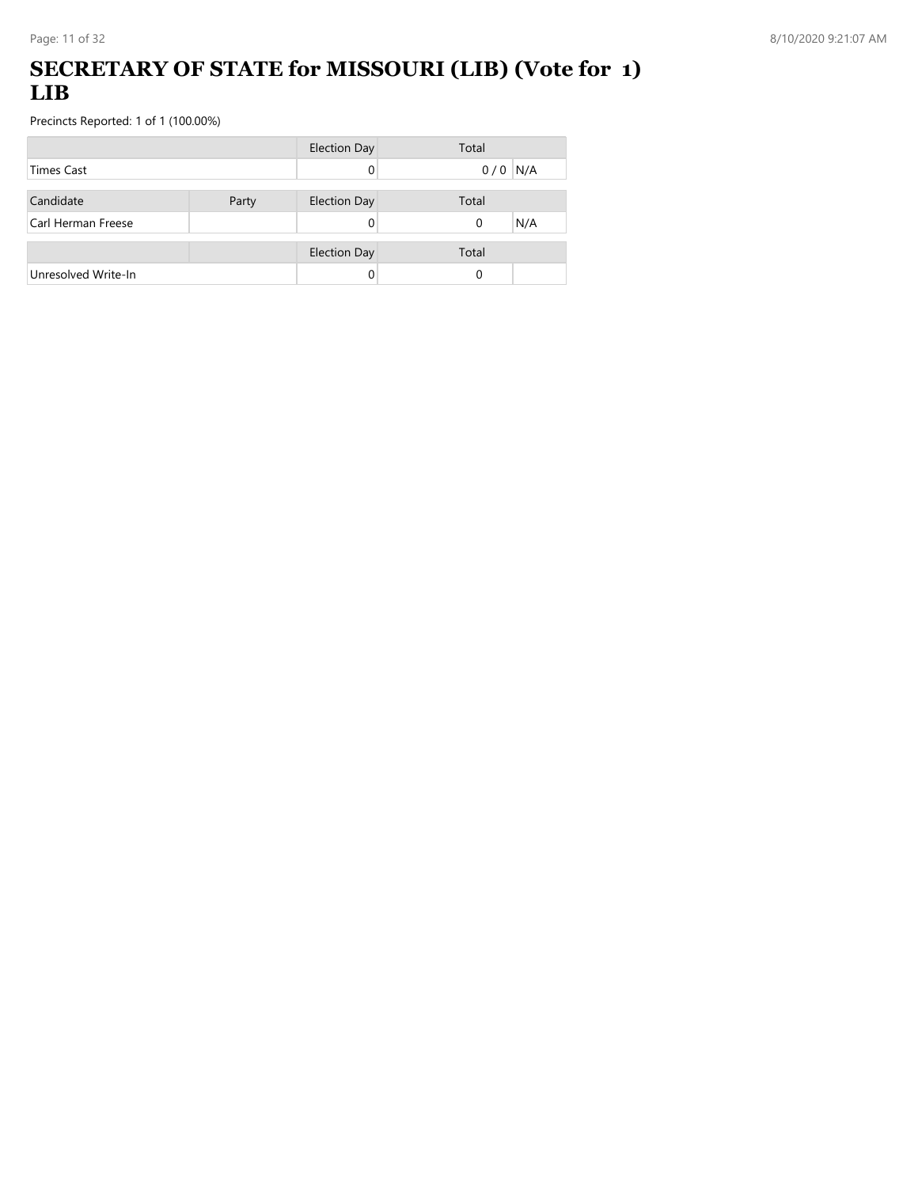# SECRETARY OF STATE for MISSOURI (LIB) (Vote for 1) LIB

Precincts Reported: 1 of 1 (100.00%)

| | | Election Day | Total | |
|---|---|---|---|---|
| Times Cast | | 0 | 0 / 0 | N/A |

| Candidate | Party | Election Day | Total | |
|---|---|---|---|---|
| Carl Herman Freese | | 0 | 0 | N/A |

| | | Election Day | Total | |
|---|---|---|---|---|
| Unresolved Write-In | | 0 | 0 | |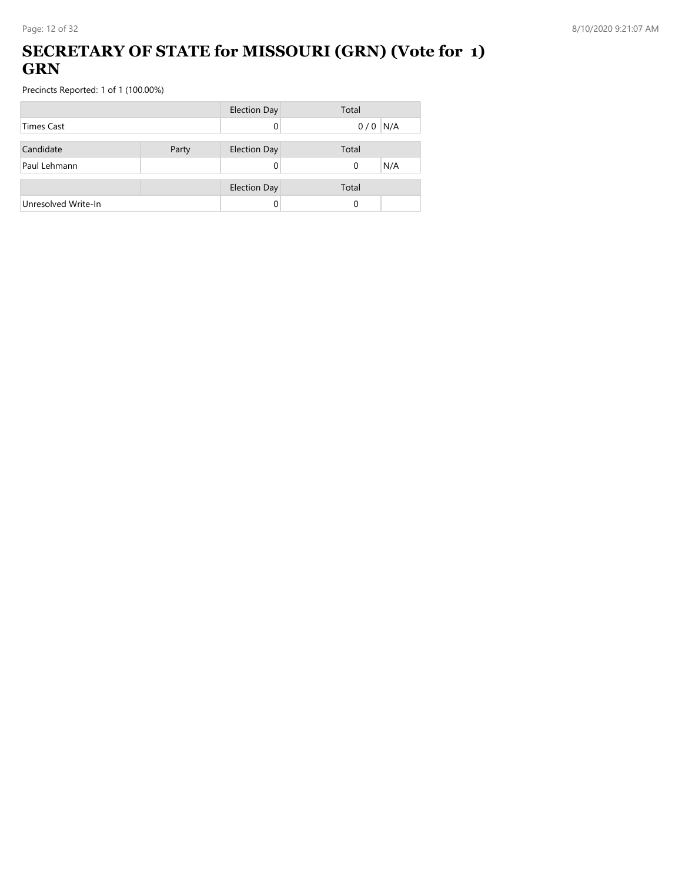# SECRETARY OF STATE for MISSOURI (GRN) (Vote for 1) GRN

Precincts Reported: 1 of 1 (100.00%)

| | | Election Day | Total | |
|---|---|---|---|---|
| Times Cast | | 0 | 0 / 0 | N/A |

| Candidate | Party | Election Day | Total | |
|---|---|---|---|---|
| Paul Lehmann | | 0 | 0 | N/A |

| | | Election Day | Total | |
|---|---|---|---|---|
| Unresolved Write-In | | 0 | 0 | |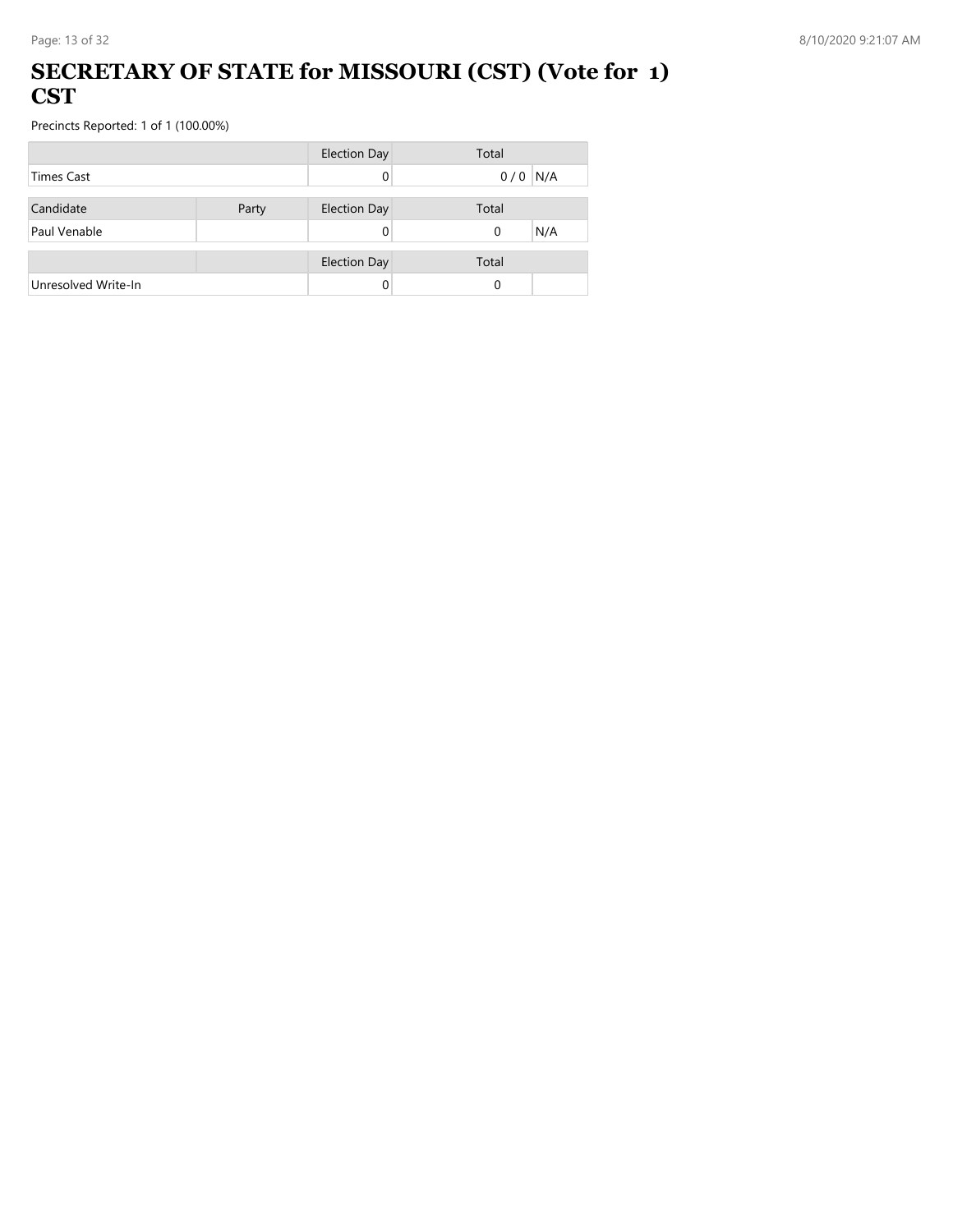# SECRETARY OF STATE for MISSOURI (CST) (Vote for 1) CST

Precincts Reported: 1 of 1 (100.00%)

| | | Election Day | Total | |
|---|---|---|---|---|
| Times Cast | | 0 | 0 / 0 | N/A |

| Candidate | Party | Election Day | Total | |
|---|---|---|---|---|
| Paul Venable | | 0 | 0 | N/A |

| | | Election Day | Total | |
|---|---|---|---|---|
| Unresolved Write-In | | 0 | 0 | |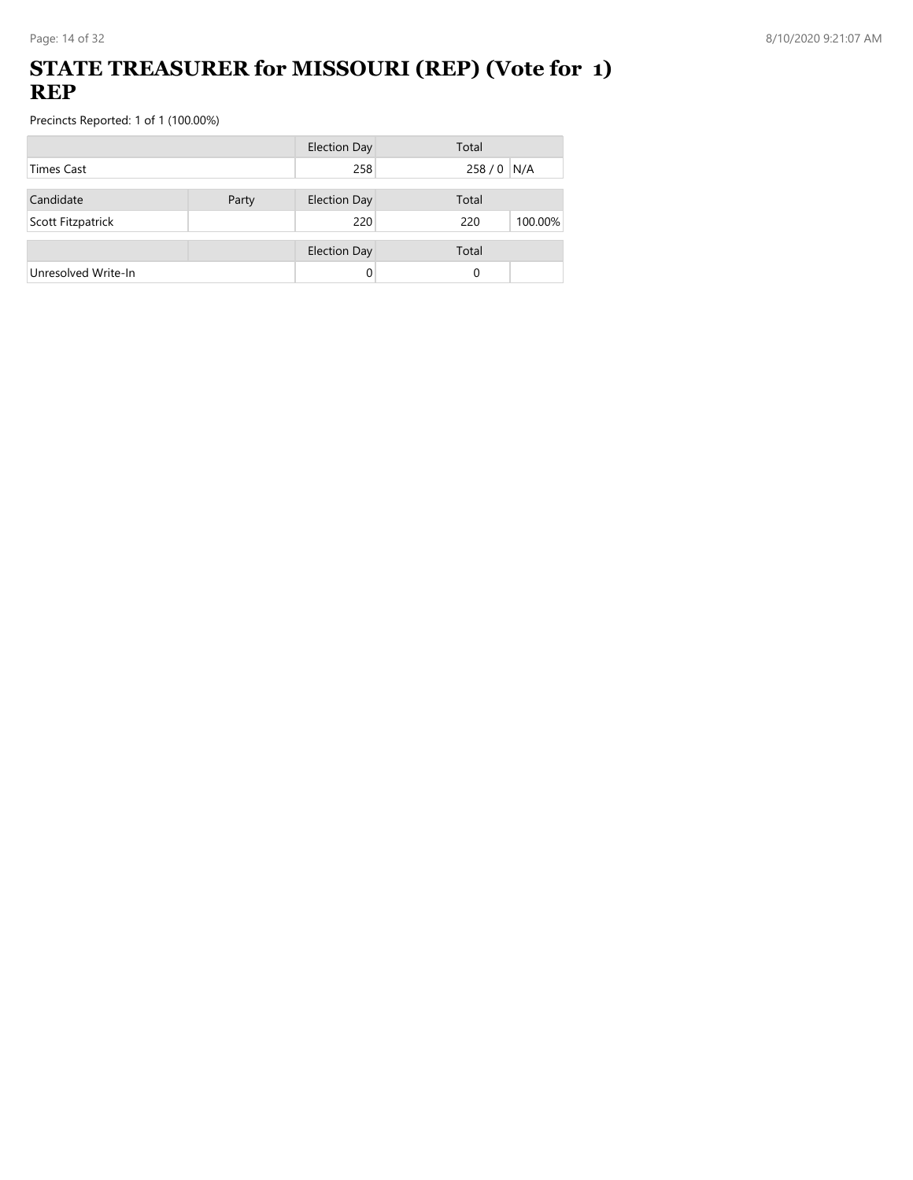# STATE TREASURER for MISSOURI (REP) (Vote for 1) REP

Precincts Reported: 1 of 1 (100.00%)

| | | Election Day | Total | |
|---|---|---|---|---|
| Times Cast | | 258 | 258 / 0 | N/A |

| Candidate | Party | Election Day | Total | |
|---|---|---|---|---|
| Scott Fitzpatrick | | 220 | 220 | 100.00% |

| | | Election Day | Total | |
|---|---|---|---|---|
| Unresolved Write-In | | 0 | 0 | |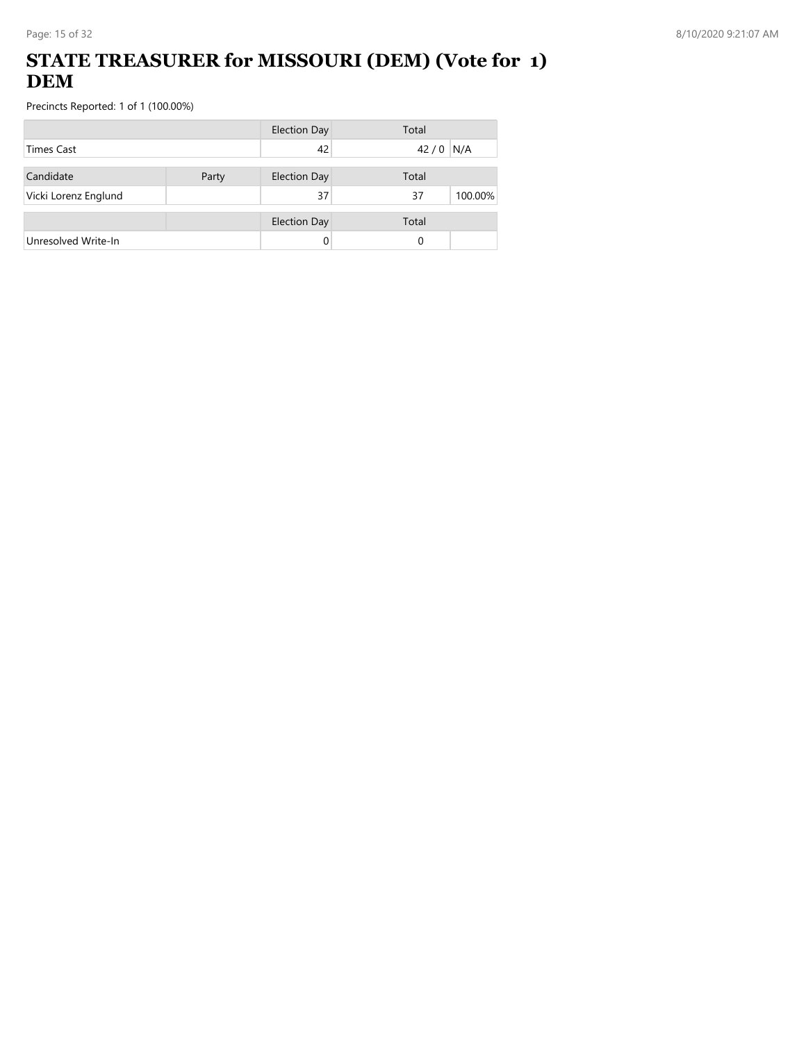# STATE TREASURER for MISSOURI (DEM) (Vote for 1) DEM

Precincts Reported: 1 of 1 (100.00%)

| | | Election Day | Total | |
|---|---|---|---|---|
| Times Cast | | 42 | 42 / 0 | N/A |

| Candidate | Party | Election Day | Total | |
|---|---|---|---|---|
| Vicki Lorenz Englund | | 37 | 37 | 100.00% |

| | | Election Day | Total | |
|---|---|---|---|---|
| Unresolved Write-In | | 0 | 0 | |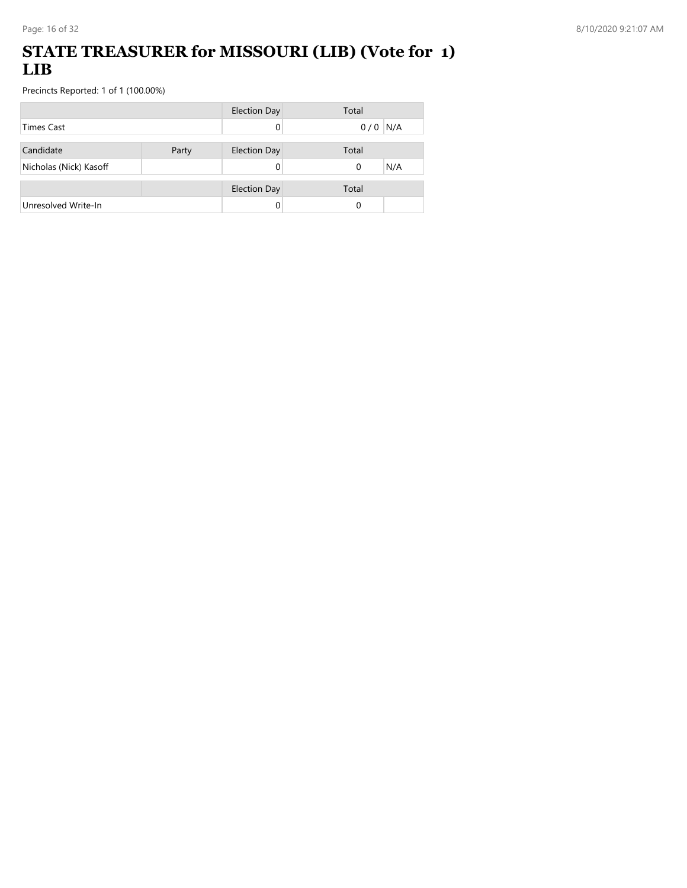# STATE TREASURER for MISSOURI (LIB) (Vote for 1) LIB

Precincts Reported: 1 of 1 (100.00%)

| | Election Day | Total | |
|---|---|---|---|
| Times Cast | 0 | 0 / 0 | N/A |

| Candidate | Party | Election Day | Total | |
|---|---|---|---|---|
| Nicholas (Nick) Kasoff | | 0 | 0 | N/A |

| | | Election Day | Total | |
|---|---|---|---|---|
| Unresolved Write-In | | 0 | 0 | |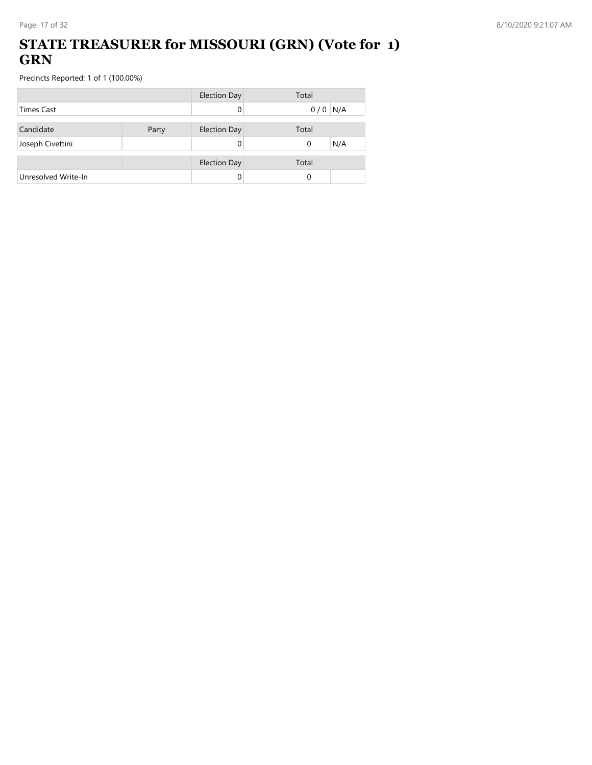# STATE TREASURER for MISSOURI (GRN) (Vote for 1) GRN

Precincts Reported: 1 of 1 (100.00%)

| | | Election Day | Total | |
|---|---|---|---|---|
| Times Cast | | 0 | 0 / 0 | N/A |

| Candidate | Party | Election Day | Total | |
|---|---|---|---|---|
| Joseph Civettini | | 0 | 0 | N/A |

| | | Election Day | Total | |
|---|---|---|---|---|
| Unresolved Write-In | | 0 | 0 | |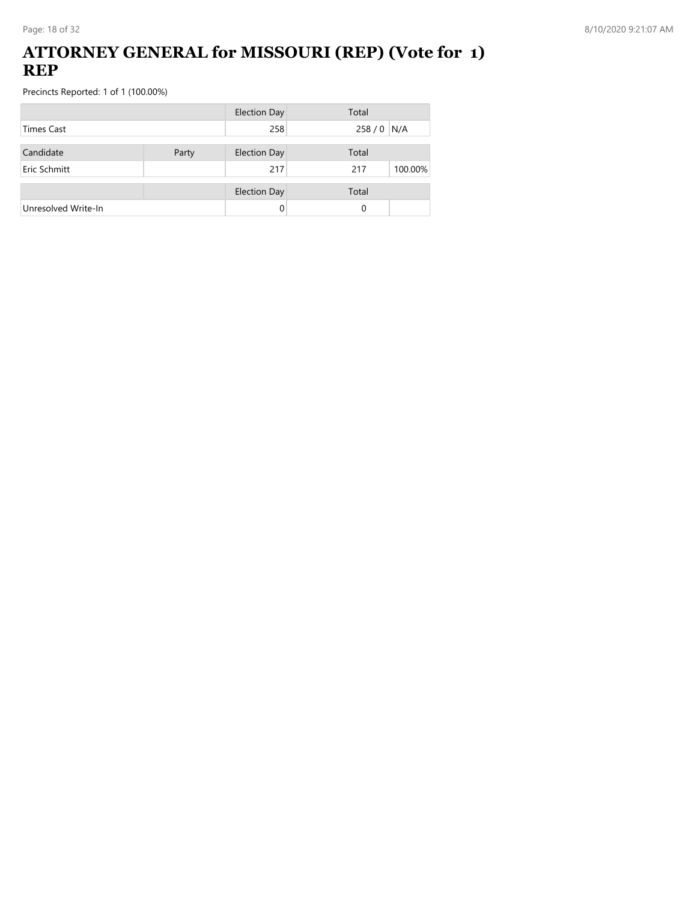# ATTORNEY GENERAL for MISSOURI (REP) (Vote for 1) REP

Precincts Reported: 1 of 1 (100.00%)

| | | Election Day | Total | |
|---|---|---|---|---|
| Times Cast | | 258 | 258 / 0 | N/A |
| **Candidate** | **Party** | **Election Day** | **Total** | |
| Eric Schmitt | | 217 | 217 | 100.00% |
| | | **Election Day** | **Total** | |
| Unresolved Write-In | | 0 | 0 | |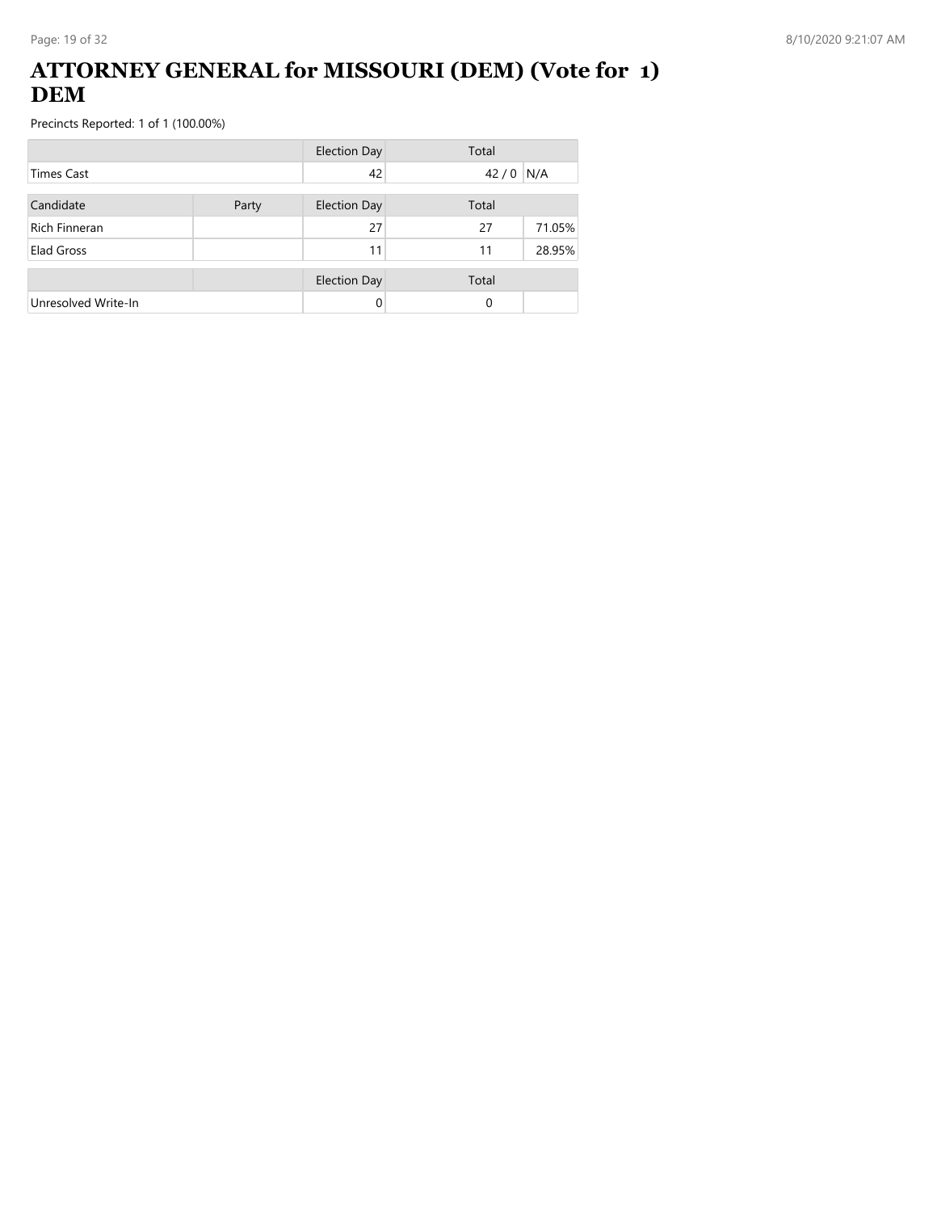# ATTORNEY GENERAL for MISSOURI (DEM) (Vote for 1) DEM

Precincts Reported: 1 of 1 (100.00%)

| | | Election Day | Total | |
|---|---|---|---|---|
| Times Cast | | 42 | 42 / 0 | N/A |

| Candidate | Party | Election Day | Total | |
|---|---|---|---|---|
| Rich Finneran | | 27 | 27 | 71.05% |
| Elad Gross | | 11 | 11 | 28.95% |

| | | Election Day | Total | |
|---|---|---|---|---|
| Unresolved Write-In | | 0 | 0 | |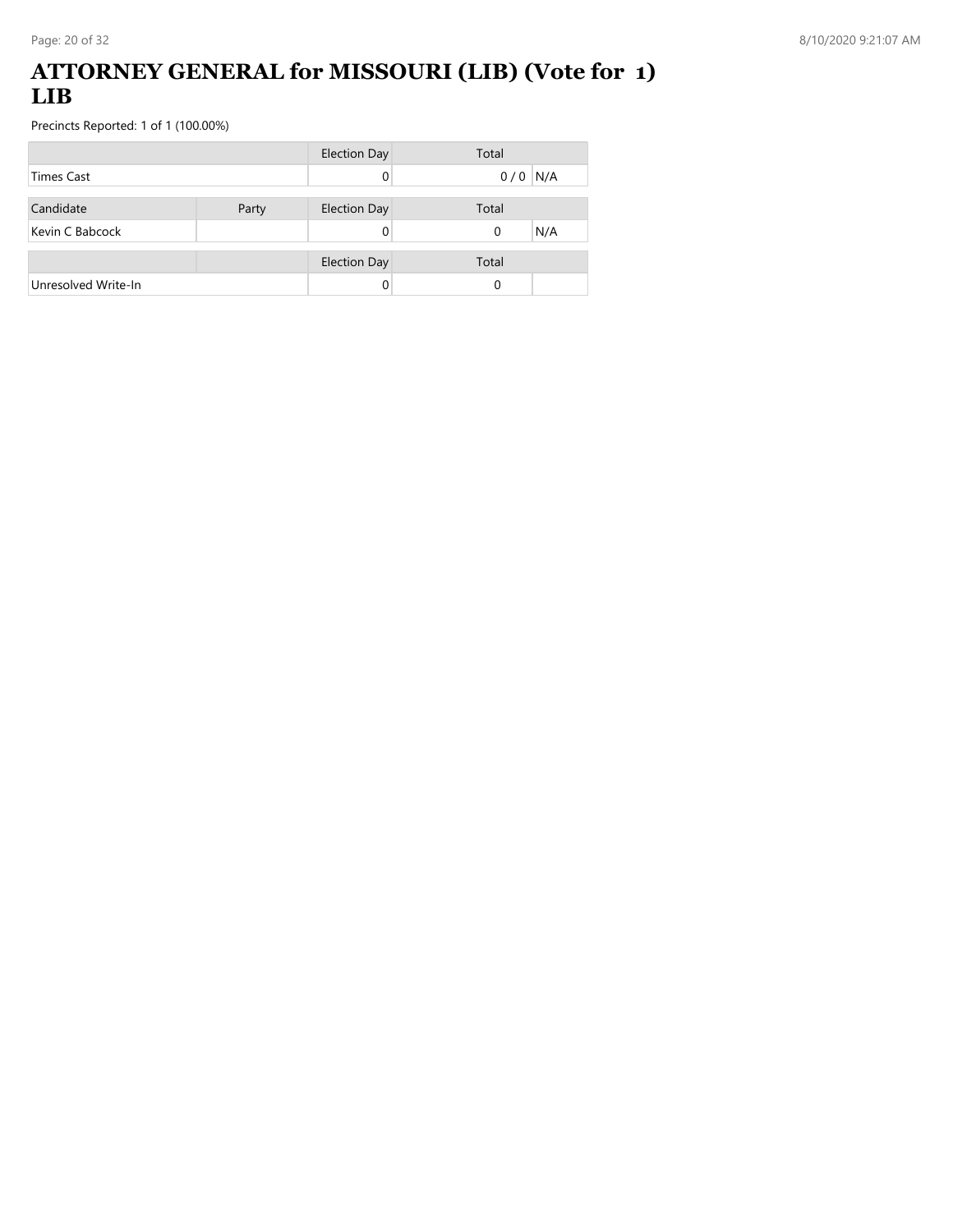# ATTORNEY GENERAL for MISSOURI (LIB) (Vote for 1) LIB

Precincts Reported: 1 of 1 (100.00%)

| | | Election Day | Total | |
|---|---|---|---|---|
| Times Cast | | 0 | 0 / 0 | N/A |

| Candidate | Party | Election Day | Total | |
|---|---|---|---|---|
| Kevin C Babcock | | 0 | 0 | N/A |

| | | Election Day | Total | |
|---|---|---|---|---|
| Unresolved Write-In | | 0 | 0 | |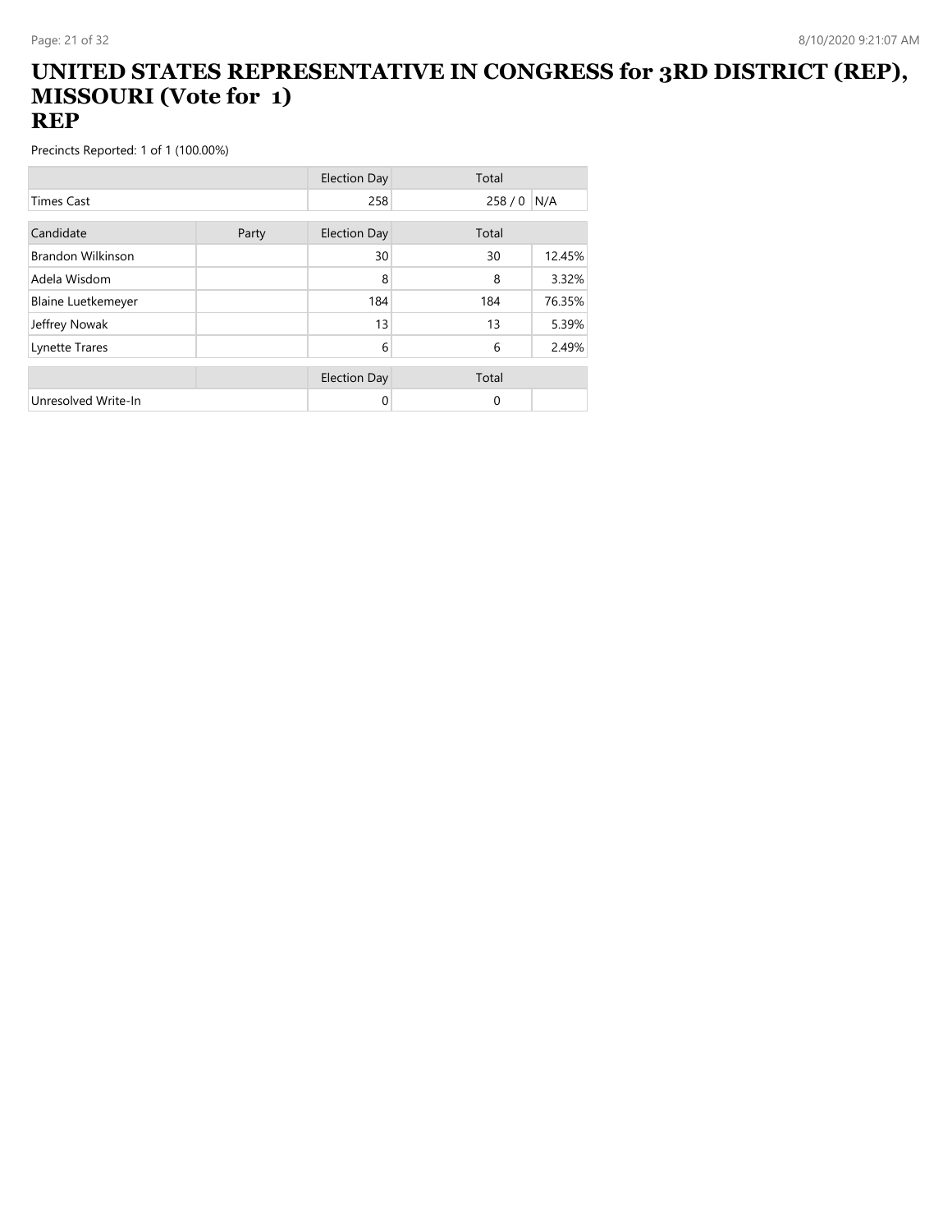# UNITED STATES REPRESENTATIVE IN CONGRESS for 3RD DISTRICT (REP), MISSOURI (Vote for 1)
## REP

Precincts Reported: 1 of 1 (100.00%)

| | | Election Day | Total | |
|---|---|---|---|---|
| Times Cast | | 258 | 258 / 0 | N/A |

| Candidate | Party | Election Day | Total | |
|---|---|---|---|---|
| Brandon Wilkinson | | 30 | 30 | 12.45% |
| Adela Wisdom | | 8 | 8 | 3.32% |
| Blaine Luetkemeyer | | 184 | 184 | 76.35% |
| Jeffrey Nowak | | 13 | 13 | 5.39% |
| Lynette Trares | | 6 | 6 | 2.49% |

| | | Election Day | Total | |
|---|---|---|---|---|
| Unresolved Write-In | | 0 | 0 | |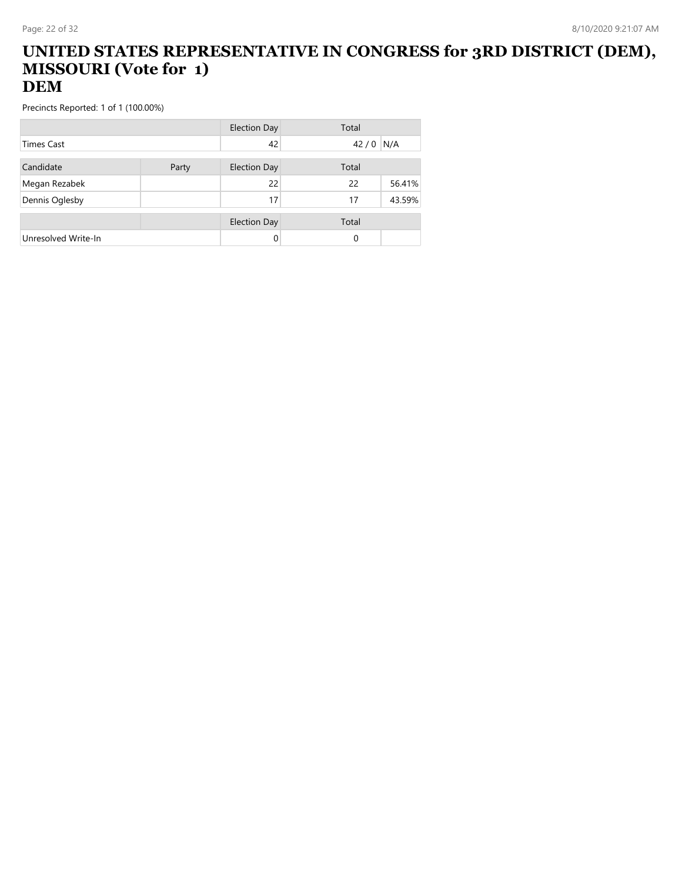# UNITED STATES REPRESENTATIVE IN CONGRESS for 3RD DISTRICT (DEM), MISSOURI (Vote for 1)
# DEM

Precincts Reported: 1 of 1 (100.00%)

| | | Election Day | Total | |
|---|---|---|---|---|
| Times Cast | | 42 | 42 / 0 | N/A |

| Candidate | Party | Election Day | Total | |
|---|---|---|---|---|
| Megan Rezabek | | 22 | 22 | 56.41% |
| Dennis Oglesby | | 17 | 17 | 43.59% |

| | | Election Day | Total | |
|---|---|---|---|---|
| Unresolved Write-In | | 0 | 0 | |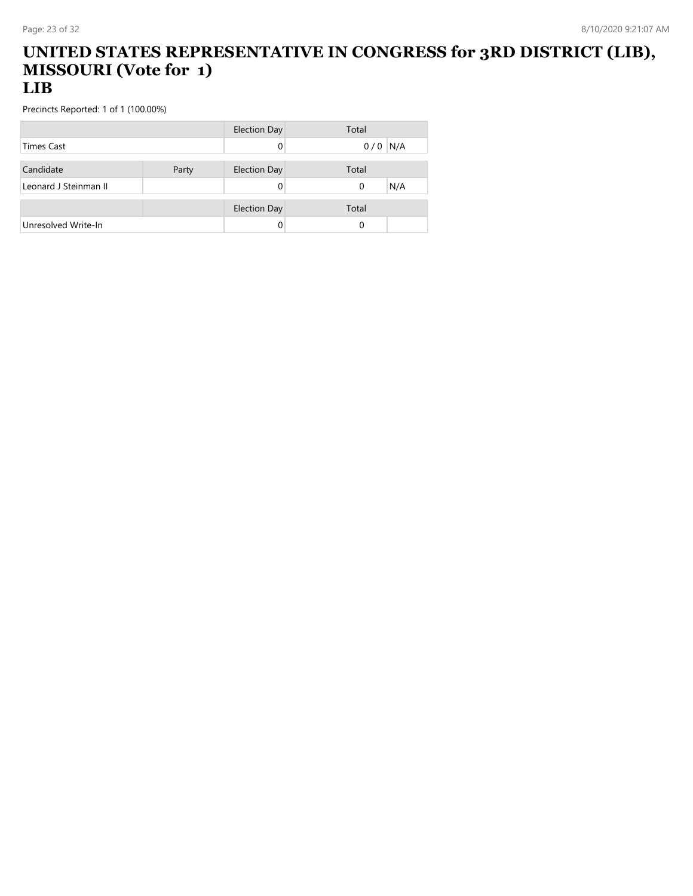# UNITED STATES REPRESENTATIVE IN CONGRESS for 3RD DISTRICT (LIB), MISSOURI (Vote for 1)
## LIB

Precincts Reported: 1 of 1 (100.00%)

| | Election Day | Total | |
|---|---|---|---|
| Times Cast | 0 | 0 / 0 | N/A |

| Candidate | Party | Election Day | Total | |
|---|---|---|---|---|
| Leonard J Steinman II | | 0 | 0 | N/A |

| | | Election Day | Total | |
|---|---|---|---|---|
| Unresolved Write-In | | 0 | 0 | |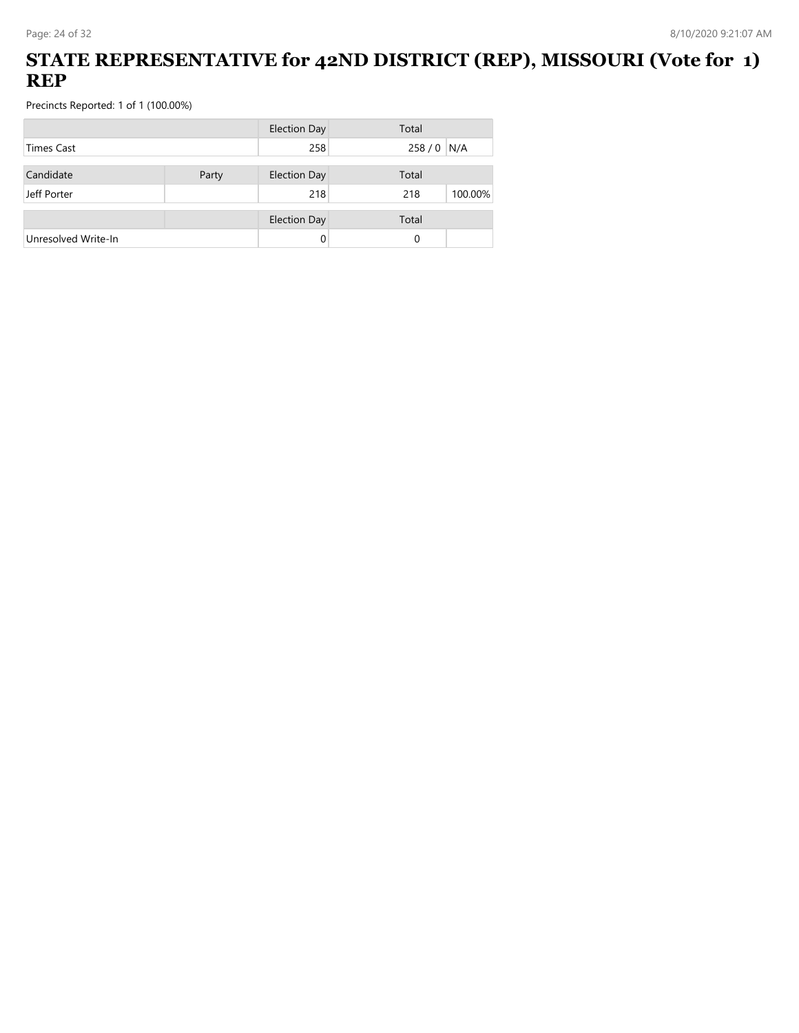# STATE REPRESENTATIVE for 42ND DISTRICT (REP), MISSOURI (Vote for 1) REP

Precincts Reported: 1 of 1 (100.00%)

| | | Election Day | Total | |
|---|---|---|---|---|
| Times Cast | | 258 | 258 / 0 | N/A |

| Candidate | Party | Election Day | Total | |
|---|---|---|---|---|
| Jeff Porter | | 218 | 218 | 100.00% |

| | | Election Day | Total | |
|---|---|---|---|---|
| Unresolved Write-In | | 0 | 0 | |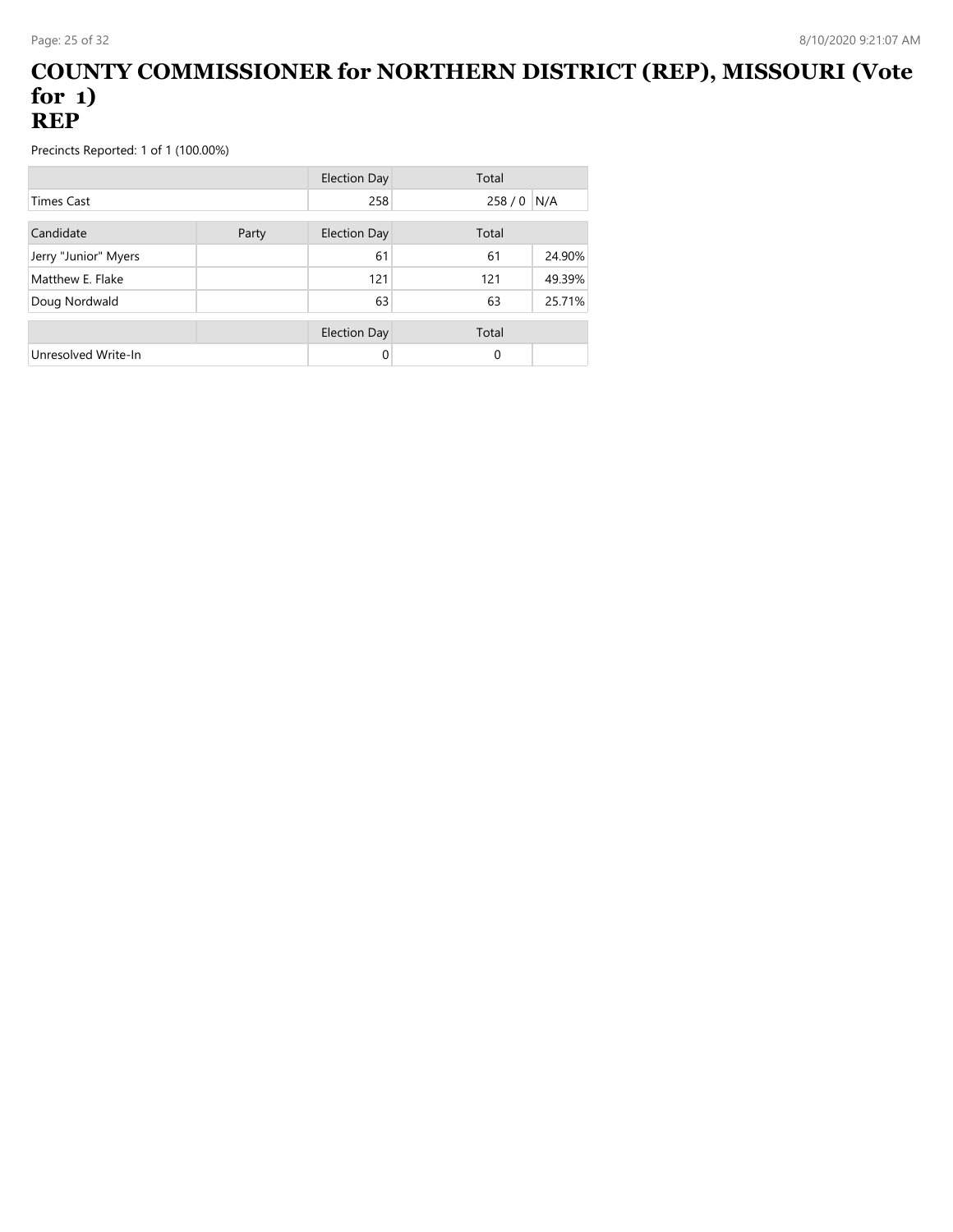# COUNTY COMMISSIONER for NORTHERN DISTRICT (REP), MISSOURI (Vote for 1)
# REP

Precincts Reported: 1 of 1 (100.00%)

| | | Election Day | Total | |
|---|---|---|---|---|
| Times Cast | | 258 | 258 / 0 | N/A |

| Candidate | Party | Election Day | Total | |
|---|---|---|---|---|
| Jerry "Junior" Myers | | 61 | 61 | 24.90% |
| Matthew E. Flake | | 121 | 121 | 49.39% |
| Doug Nordwald | | 63 | 63 | 25.71% |

| | | Election Day | Total | |
|---|---|---|---|---|
| Unresolved Write-In | | 0 | 0 | |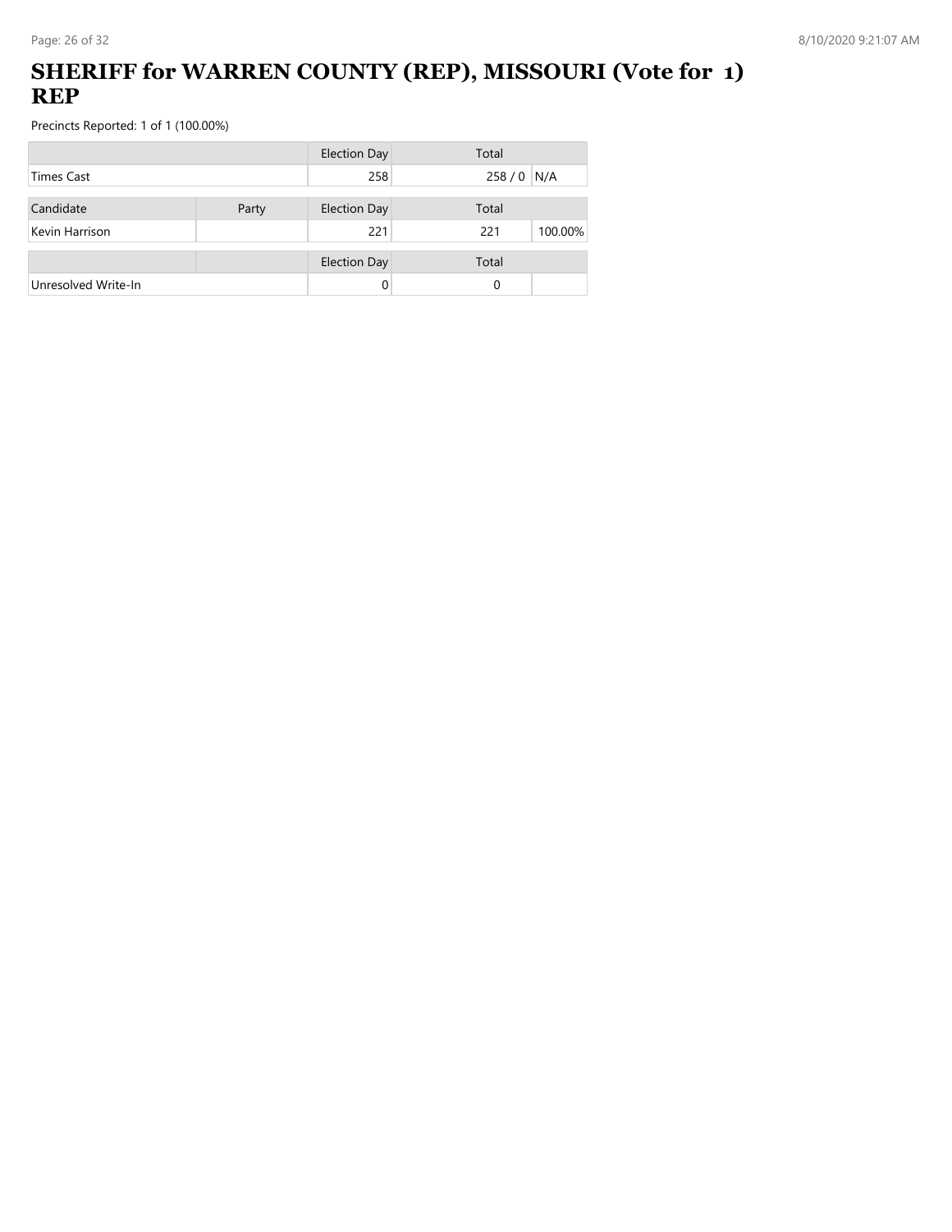# SHERIFF for WARREN COUNTY (REP), MISSOURI (Vote for 1) REP

Precincts Reported: 1 of 1 (100.00%)

| | | Election Day | Total | |
|---|---|---|---|---|
| Times Cast | | 258 | 258 / 0 | N/A |

| Candidate | Party | Election Day | Total | |
|---|---|---|---|---|
| Kevin Harrison | | 221 | 221 | 100.00% |

| | | Election Day | Total | |
|---|---|---|---|---|
| Unresolved Write-In | | 0 | 0 | |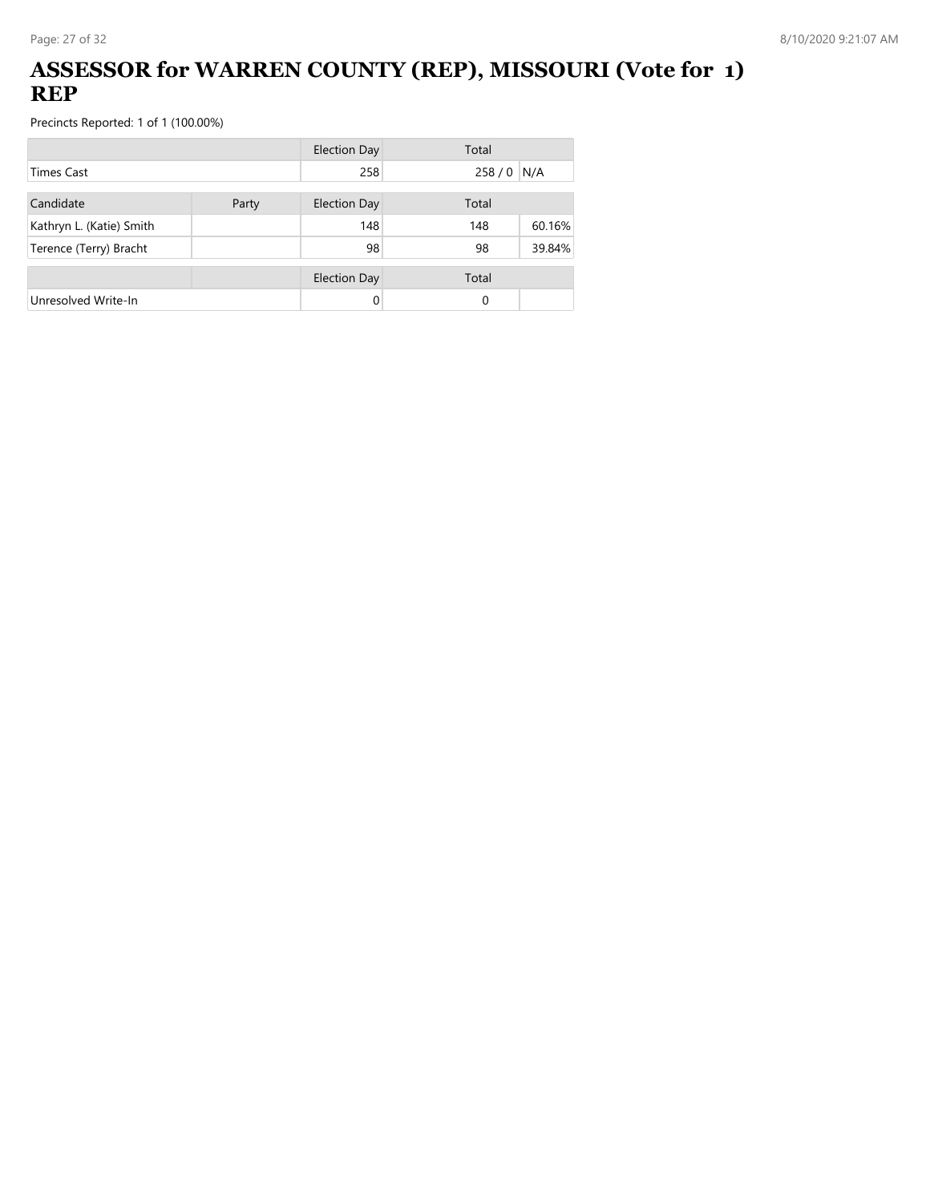# ASSESSOR for WARREN COUNTY (REP), MISSOURI (Vote for 1) REP

Precincts Reported: 1 of 1 (100.00%)

| | | Election Day | Total | |
|---|---|---|---|---|
| Times Cast | | 258 | 258 / 0 | N/A |
| Candidate | Party | Election Day | Total | |
| Kathryn L. (Katie) Smith | | 148 | 148 | 60.16% |
| Terence (Terry) Bracht | | 98 | 98 | 39.84% |
| | | Election Day | Total | |
| Unresolved Write-In | | 0 | 0 | |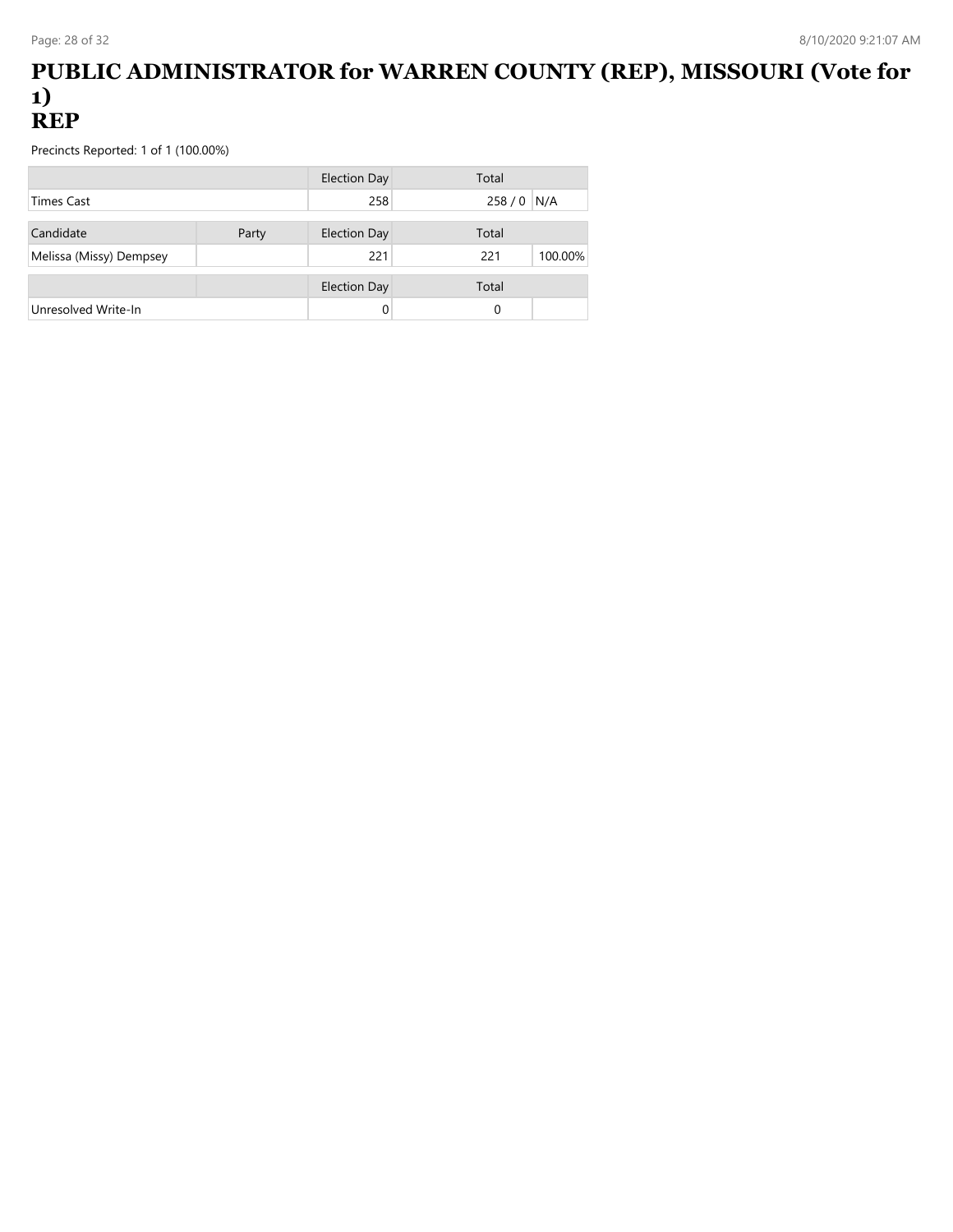# PUBLIC ADMINISTRATOR for WARREN COUNTY (REP), MISSOURI (Vote for 1)
# REP

Precincts Reported: 1 of 1 (100.00%)

| | | Election Day | Total | |
|---|---|---|---|---|
| Times Cast | | 258 | 258 / 0 | N/A |

| Candidate | Party | Election Day | Total | |
|---|---|---|---|---|
| Melissa (Missy) Dempsey | | 221 | 221 | 100.00% |

| | | Election Day | Total | |
|---|---|---|---|---|
| Unresolved Write-In | | 0 | 0 | |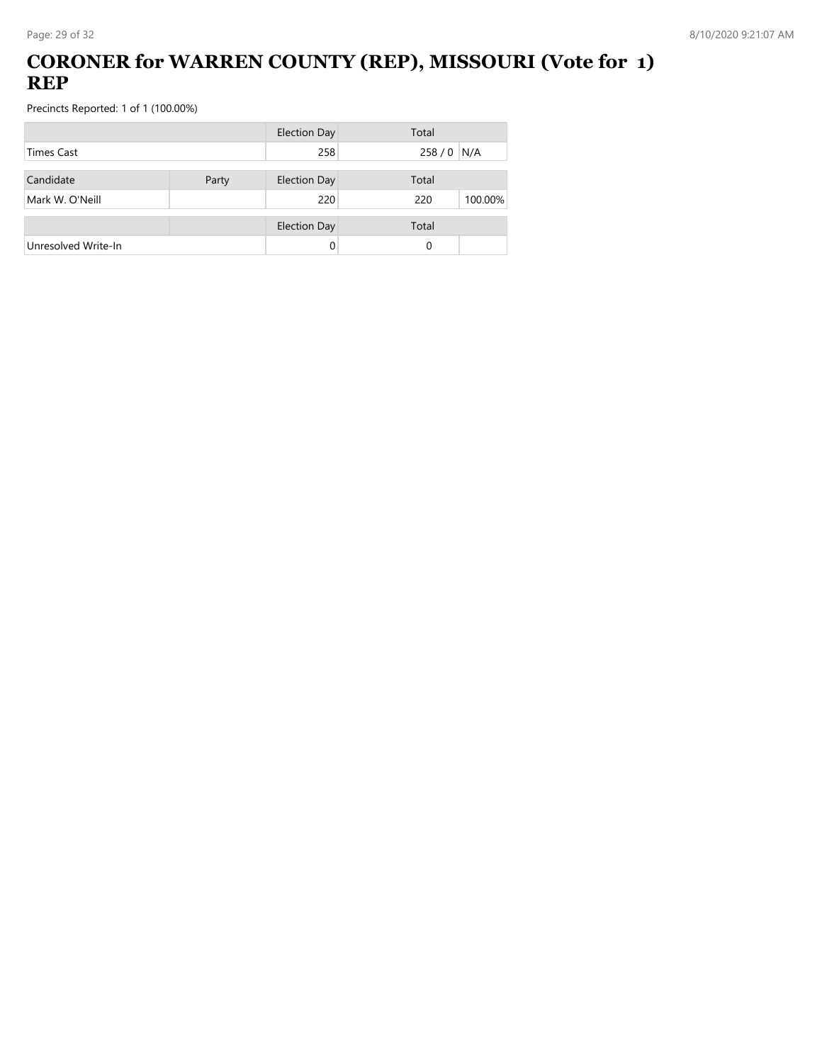# CORONER for WARREN COUNTY (REP), MISSOURI (Vote for 1) REP

Precincts Reported: 1 of 1 (100.00%)

| | | Election Day | Total | |
|---|---|---|---|---|
| Times Cast | | 258 | 258 / 0 | N/A |

| Candidate | Party | Election Day | Total | |
|---|---|---|---|---|
| Mark W. O'Neill | | 220 | 220 | 100.00% |

| | | Election Day | Total | |
|---|---|---|---|---|
| Unresolved Write-In | | 0 | 0 | |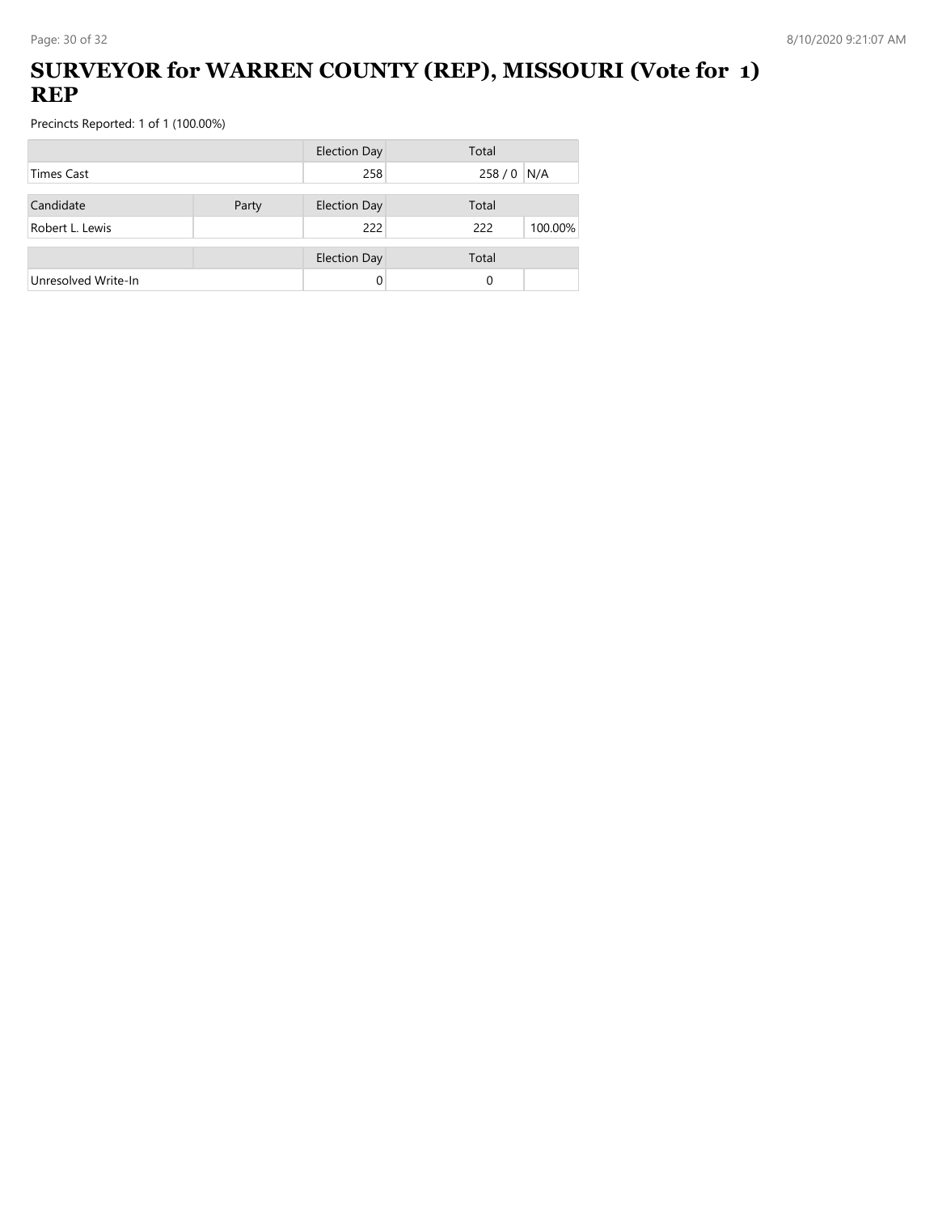# SURVEYOR for WARREN COUNTY (REP), MISSOURI (Vote for 1) REP

Precincts Reported: 1 of 1 (100.00%)

| | | Election Day | Total | |
|---|---|---|---|---|
| Times Cast | | 258 | 258 / 0 | N/A |

| Candidate | Party | Election Day | Total | |
|---|---|---|---|---|
| Robert L. Lewis | | 222 | 222 | 100.00% |

| | | Election Day | Total | |
|---|---|---|---|---|
| Unresolved Write-In | | 0 | 0 | |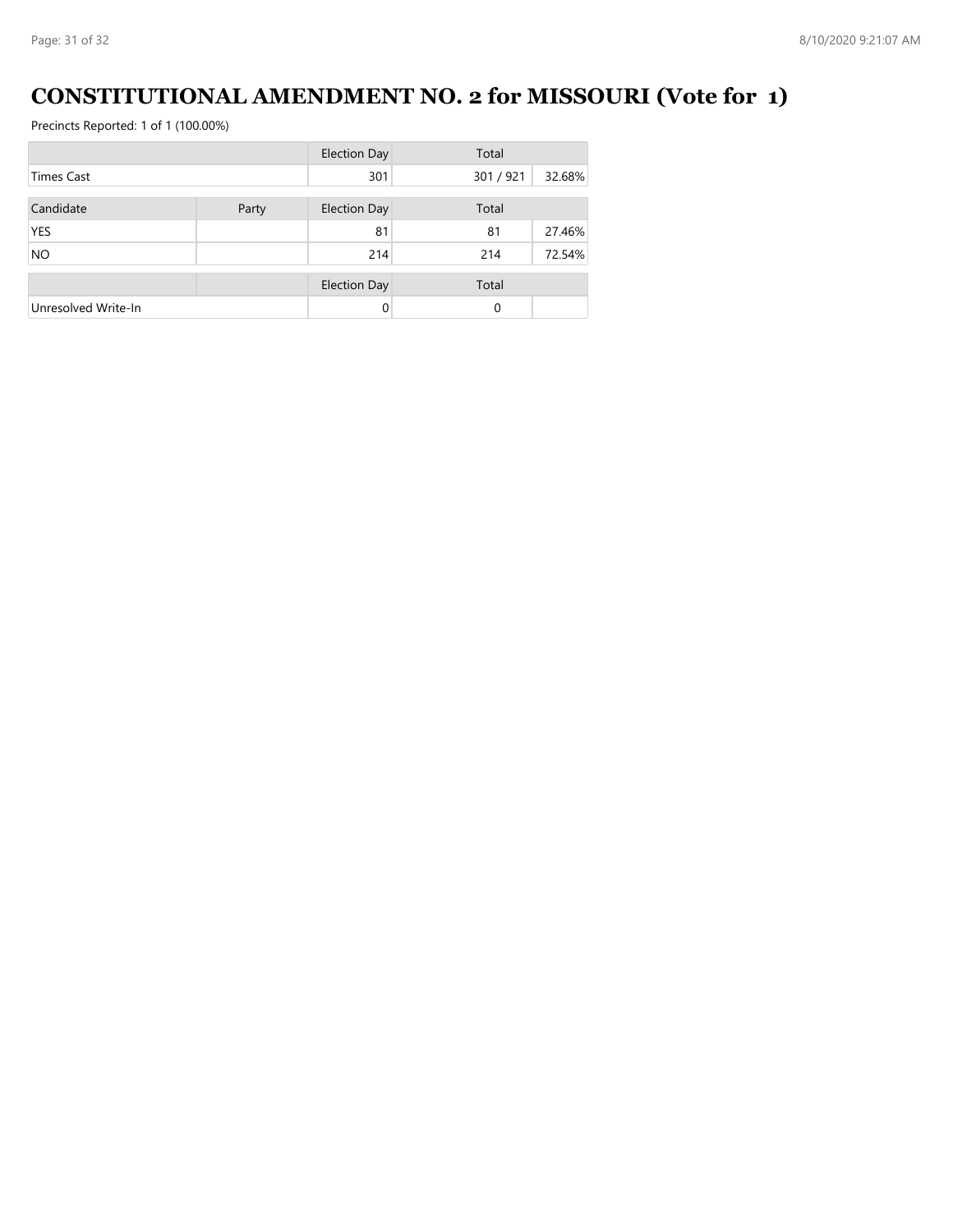# CONSTITUTIONAL AMENDMENT NO. 2 for MISSOURI (Vote for 1)

Precincts Reported: 1 of 1 (100.00%)

| | | Election Day | Total | |
|---|---|---|---|---|
| Times Cast | | 301 | 301 / 921 | 32.68% |

| Candidate | Party | Election Day | Total | |
|---|---|---|---|---|
| YES | | 81 | 81 | 27.46% |
| NO | | 214 | 214 | 72.54% |

| | | Election Day | Total | |
|---|---|---|---|---|
| Unresolved Write-In | | 0 | 0 | |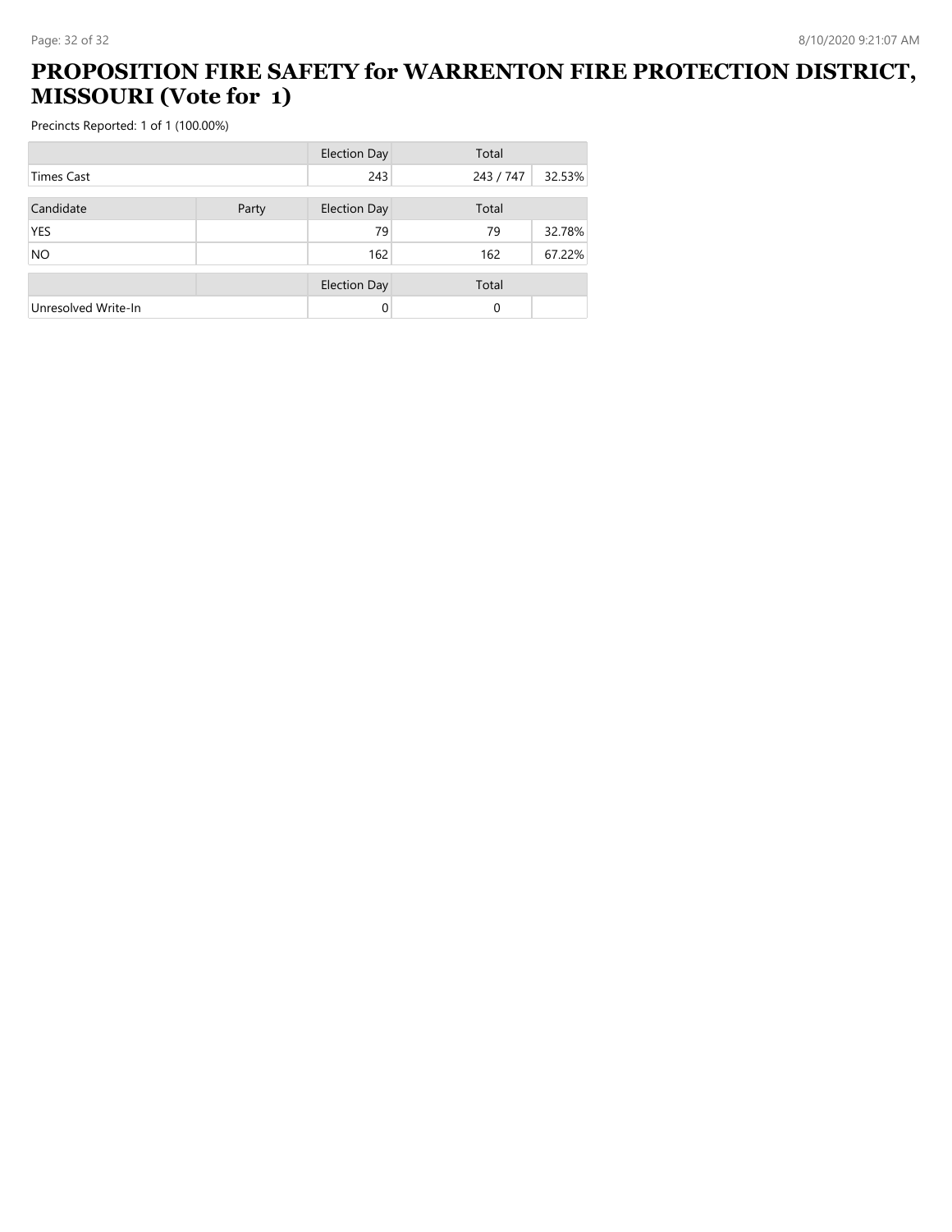# PROPOSITION FIRE SAFETY for WARRENTON FIRE PROTECTION DISTRICT, MISSOURI (Vote for 1)

Precincts Reported: 1 of 1 (100.00%)

| | | Election Day | Total | |
|---|---|---|---|---|
| Times Cast | | 243 | 243 / 747 | 32.53% |

| Candidate | Party | Election Day | Total | |
|---|---|---|---|---|
| YES | | 79 | 79 | 32.78% |
| NO | | 162 | 162 | 67.22% |

| | | Election Day | Total | |
|---|---|---|---|---|
| Unresolved Write-In | | 0 | 0 | |